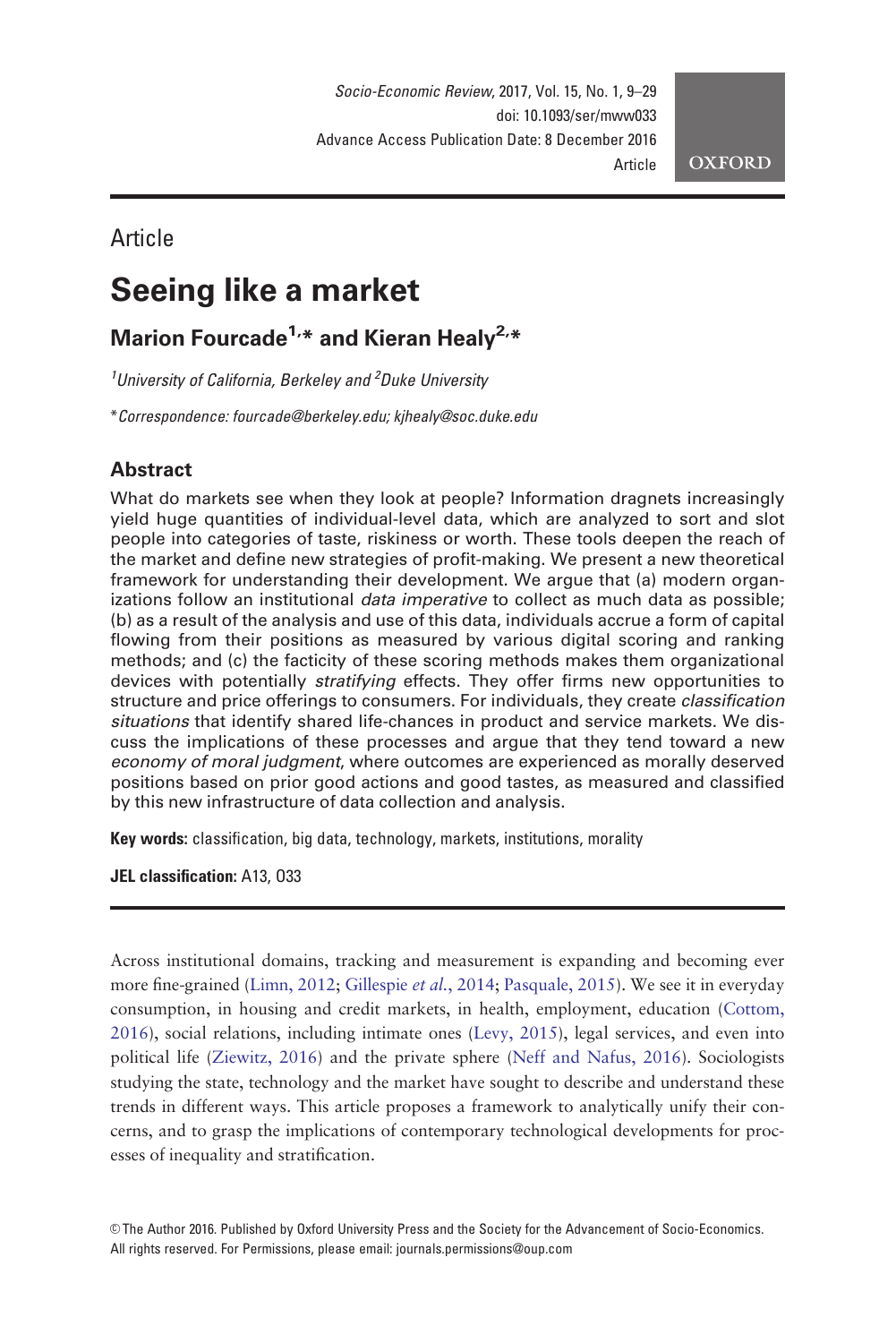Article

# Seeing like a market

## Marion Fourcade[1,*] and Kieran Healy[2,*]

[1]University of California, Berkeley and [2]Duke University

*Correspondence: fourcade@berkeley.edu; kjhealy@soc.duke.edu

## Abstract

What do markets see when they look at people? Information dragnets increasingly yield huge quantities of individual-level data, which are analyzed to sort and slot people into categories of taste, riskiness or worth. These tools deepen the reach of the market and define new strategies of profit-making. We present a new theoretical framework for understanding their development. We argue that (a) modern organizations follow an institutional *data imperative* to collect as much data as possible; (b) as a result of the analysis and use of this data, individuals accrue a form of capital flowing from their positions as measured by various digital scoring and ranking methods; and (c) the facticity of these scoring methods makes them organizational devices with potentially *stratifying* effects. They offer firms new opportunities to structure and price offerings to consumers. For individuals, they create *classification situations* that identify shared life-chances in product and service markets. We discuss the implications of these processes and argue that they tend toward a new *economy of moral judgment*, where outcomes are experienced as morally deserved positions based on prior good actions and good tastes, as measured and classified by this new infrastructure of data collection and analysis.

**Key words:** classification, big data, technology, markets, institutions, morality

**JEL classification:** A13, O33

Across institutional domains, tracking and measurement is expanding and becoming ever more fine-grained (Limn, 2012; Gillespie *et al.*, 2014; Pasquale, 2015). We see it in everyday consumption, in housing and credit markets, in health, employment, education (Cottom, 2016), social relations, including intimate ones (Levy, 2015), legal services, and even into political life (Ziewitz, 2016) and the private sphere (Neff and Nafus, 2016). Sociologists studying the state, technology and the market have sought to describe and understand these trends in different ways. This article proposes a framework to analytically unify their concerns, and to grasp the implications of contemporary technological developments for processes of inequality and stratification.

© The Author 2016. Published by Oxford University Press and the Society for the Advancement of Socio-Economics. All rights reserved. For Permissions, please email: journals.permissions@oup.com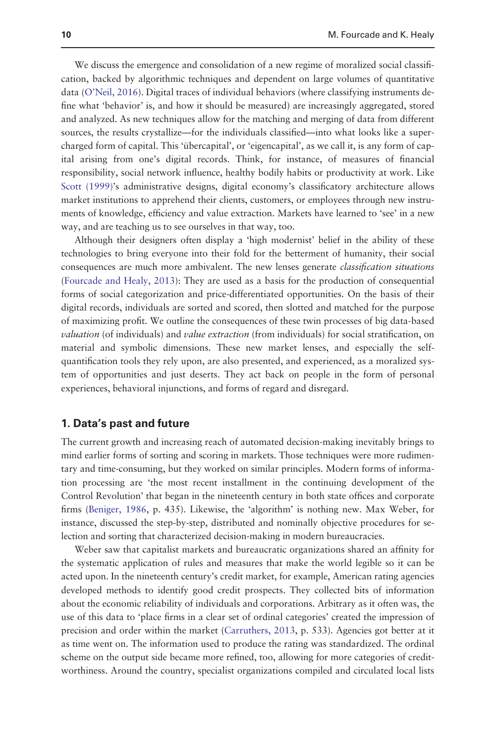We discuss the emergence and consolidation of a new regime of moralized social classification, backed by algorithmic techniques and dependent on large volumes of quantitative data (O'Neil, 2016). Digital traces of individual behaviors (where classifying instruments define what 'behavior' is, and how it should be measured) are increasingly aggregated, stored and analyzed. As new techniques allow for the matching and merging of data from different sources, the results crystallize—for the individuals classified—into what looks like a supercharged form of capital. This 'übercapital', or 'eigencapital', as we call it, is any form of capital arising from one's digital records. Think, for instance, of measures of financial responsibility, social network influence, healthy bodily habits or productivity at work. Like Scott (1999)'s administrative designs, digital economy's classificatory architecture allows market institutions to apprehend their clients, customers, or employees through new instruments of knowledge, efficiency and value extraction. Markets have learned to 'see' in a new way, and are teaching us to see ourselves in that way, too.

Although their designers often display a 'high modernist' belief in the ability of these technologies to bring everyone into their fold for the betterment of humanity, their social consequences are much more ambivalent. The new lenses generate *classification situations* (Fourcade and Healy, 2013): They are used as a basis for the production of consequential forms of social categorization and price-differentiated opportunities. On the basis of their digital records, individuals are sorted and scored, then slotted and matched for the purpose of maximizing profit. We outline the consequences of these twin processes of big data-based *valuation* (of individuals) and *value extraction* (from individuals) for social stratification, on material and symbolic dimensions. These new market lenses, and especially the self-quantification tools they rely upon, are also presented, and experienced, as a moralized system of opportunities and just deserts. They act back on people in the form of personal experiences, behavioral injunctions, and forms of regard and disregard.

## 1. Data's past and future

The current growth and increasing reach of automated decision-making inevitably brings to mind earlier forms of sorting and scoring in markets. Those techniques were more rudimentary and time-consuming, but they worked on similar principles. Modern forms of information processing are 'the most recent installment in the continuing development of the Control Revolution' that began in the nineteenth century in both state offices and corporate firms (Beniger, 1986, p. 435). Likewise, the 'algorithm' is nothing new. Max Weber, for instance, discussed the step-by-step, distributed and nominally objective procedures for selection and sorting that characterized decision-making in modern bureaucracies.

Weber saw that capitalist markets and bureaucratic organizations shared an affinity for the systematic application of rules and measures that make the world legible so it can be acted upon. In the nineteenth century's credit market, for example, American rating agencies developed methods to identify good credit prospects. They collected bits of information about the economic reliability of individuals and corporations. Arbitrary as it often was, the use of this data to 'place firms in a clear set of ordinal categories' created the impression of precision and order within the market (Carruthers, 2013, p. 533). Agencies got better at it as time went on. The information used to produce the rating was standardized. The ordinal scheme on the output side became more refined, too, allowing for more categories of credit-worthiness. Around the country, specialist organizations compiled and circulated local lists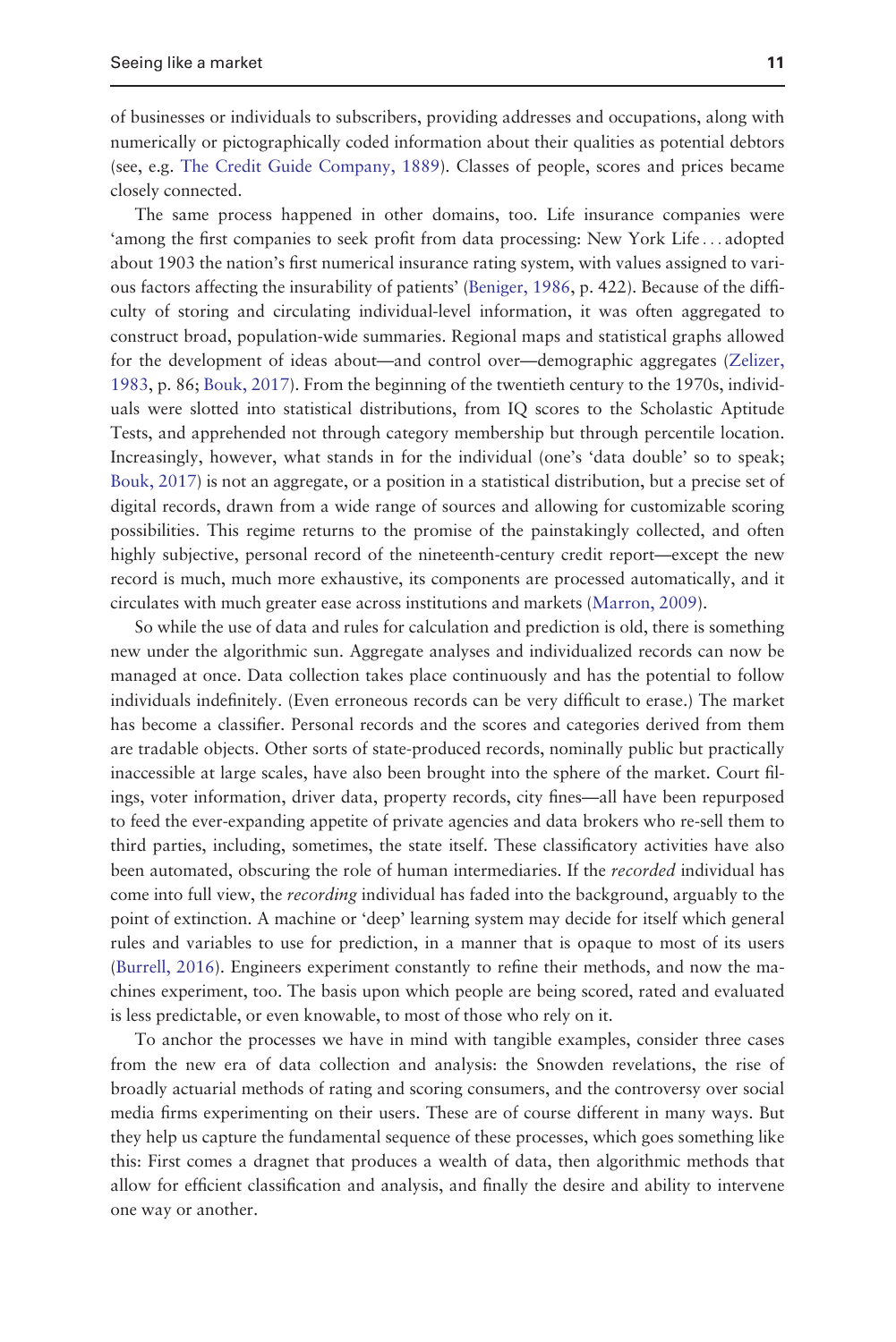of businesses or individuals to subscribers, providing addresses and occupations, along with numerically or pictographically coded information about their qualities as potential debtors (see, e.g. The Credit Guide Company, 1889). Classes of people, scores and prices became closely connected.

The same process happened in other domains, too. Life insurance companies were 'among the first companies to seek profit from data processing: New York Life . . . adopted about 1903 the nation's first numerical insurance rating system, with values assigned to various factors affecting the insurability of patients' (Beniger, 1986, p. 422). Because of the difficulty of storing and circulating individual-level information, it was often aggregated to construct broad, population-wide summaries. Regional maps and statistical graphs allowed for the development of ideas about—and control over—demographic aggregates (Zelizer, 1983, p. 86; Bouk, 2017). From the beginning of the twentieth century to the 1970s, individuals were slotted into statistical distributions, from IQ scores to the Scholastic Aptitude Tests, and apprehended not through category membership but through percentile location. Increasingly, however, what stands in for the individual (one's 'data double' so to speak; Bouk, 2017) is not an aggregate, or a position in a statistical distribution, but a precise set of digital records, drawn from a wide range of sources and allowing for customizable scoring possibilities. This regime returns to the promise of the painstakingly collected, and often highly subjective, personal record of the nineteenth-century credit report—except the new record is much, much more exhaustive, its components are processed automatically, and it circulates with much greater ease across institutions and markets (Marron, 2009).

So while the use of data and rules for calculation and prediction is old, there is something new under the algorithmic sun. Aggregate analyses and individualized records can now be managed at once. Data collection takes place continuously and has the potential to follow individuals indefinitely. (Even erroneous records can be very difficult to erase.) The market has become a classifier. Personal records and the scores and categories derived from them are tradable objects. Other sorts of state-produced records, nominally public but practically inaccessible at large scales, have also been brought into the sphere of the market. Court filings, voter information, driver data, property records, city fines—all have been repurposed to feed the ever-expanding appetite of private agencies and data brokers who re-sell them to third parties, including, sometimes, the state itself. These classificatory activities have also been automated, obscuring the role of human intermediaries. If the *recorded* individual has come into full view, the *recording* individual has faded into the background, arguably to the point of extinction. A machine or 'deep' learning system may decide for itself which general rules and variables to use for prediction, in a manner that is opaque to most of its users (Burrell, 2016). Engineers experiment constantly to refine their methods, and now the machines experiment, too. The basis upon which people are being scored, rated and evaluated is less predictable, or even knowable, to most of those who rely on it.

To anchor the processes we have in mind with tangible examples, consider three cases from the new era of data collection and analysis: the Snowden revelations, the rise of broadly actuarial methods of rating and scoring consumers, and the controversy over social media firms experimenting on their users. These are of course different in many ways. But they help us capture the fundamental sequence of these processes, which goes something like this: First comes a dragnet that produces a wealth of data, then algorithmic methods that allow for efficient classification and analysis, and finally the desire and ability to intervene one way or another.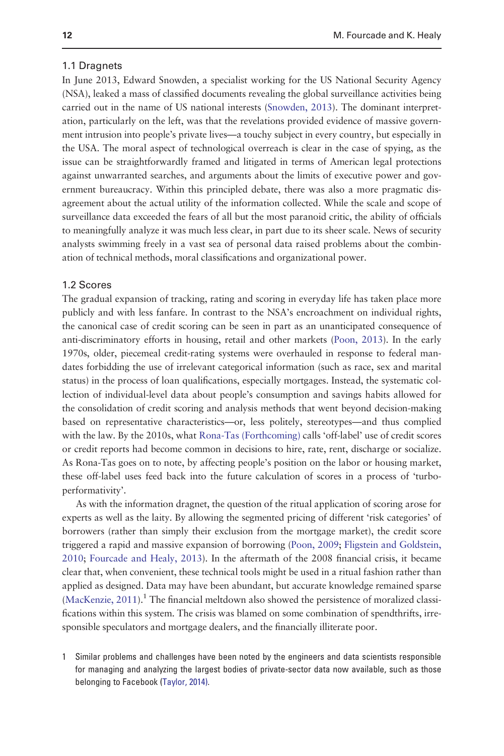### 1.1 Dragnets

In June 2013, Edward Snowden, a specialist working for the US National Security Agency (NSA), leaked a mass of classified documents revealing the global surveillance activities being carried out in the name of US national interests (Snowden, 2013). The dominant interpretation, particularly on the left, was that the revelations provided evidence of massive government intrusion into people's private lives—a touchy subject in every country, but especially in the USA. The moral aspect of technological overreach is clear in the case of spying, as the issue can be straightforwardly framed and litigated in terms of American legal protections against unwarranted searches, and arguments about the limits of executive power and government bureaucracy. Within this principled debate, there was also a more pragmatic disagreement about the actual utility of the information collected. While the scale and scope of surveillance data exceeded the fears of all but the most paranoid critic, the ability of officials to meaningfully analyze it was much less clear, in part due to its sheer scale. News of security analysts swimming freely in a vast sea of personal data raised problems about the combination of technical methods, moral classifications and organizational power.

### 1.2 Scores

The gradual expansion of tracking, rating and scoring in everyday life has taken place more publicly and with less fanfare. In contrast to the NSA's encroachment on individual rights, the canonical case of credit scoring can be seen in part as an unanticipated consequence of anti-discriminatory efforts in housing, retail and other markets (Poon, 2013). In the early 1970s, older, piecemeal credit-rating systems were overhauled in response to federal mandates forbidding the use of irrelevant categorical information (such as race, sex and marital status) in the process of loan qualifications, especially mortgages. Instead, the systematic collection of individual-level data about people's consumption and savings habits allowed for the consolidation of credit scoring and analysis methods that went beyond decision-making based on representative characteristics—or, less politely, stereotypes—and thus complied with the law. By the 2010s, what Rona-Tas (Forthcoming) calls 'off-label' use of credit scores or credit reports had become common in decisions to hire, rate, rent, discharge or socialize. As Rona-Tas goes on to note, by affecting people's position on the labor or housing market, these off-label uses feed back into the future calculation of scores in a process of 'turbo-performativity'.

As with the information dragnet, the question of the ritual application of scoring arose for experts as well as the laity. By allowing the segmented pricing of different 'risk categories' of borrowers (rather than simply their exclusion from the mortgage market), the credit score triggered a rapid and massive expansion of borrowing (Poon, 2009; Fligstein and Goldstein, 2010; Fourcade and Healy, 2013). In the aftermath of the 2008 financial crisis, it became clear that, when convenient, these technical tools might be used in a ritual fashion rather than applied as designed. Data may have been abundant, but accurate knowledge remained sparse (MacKenzie, 2011).[1] The financial meltdown also showed the persistence of moralized classifications within this system. The crisis was blamed on some combination of spendthrifts, irresponsible speculators and mortgage dealers, and the financially illiterate poor.

1 Similar problems and challenges have been noted by the engineers and data scientists responsible for managing and analyzing the largest bodies of private-sector data now available, such as those belonging to Facebook (Taylor, 2014).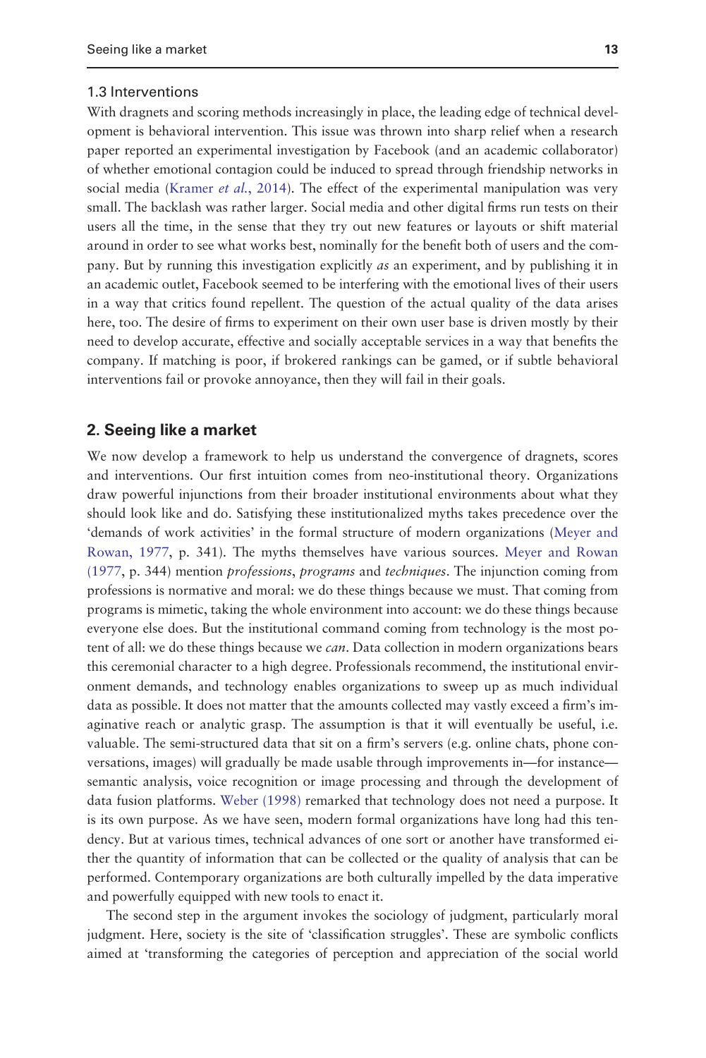### 1.3 Interventions

With dragnets and scoring methods increasingly in place, the leading edge of technical development is behavioral intervention. This issue was thrown into sharp relief when a research paper reported an experimental investigation by Facebook (and an academic collaborator) of whether emotional contagion could be induced to spread through friendship networks in social media (Kramer *et al.*, 2014). The effect of the experimental manipulation was very small. The backlash was rather larger. Social media and other digital firms run tests on their users all the time, in the sense that they try out new features or layouts or shift material around in order to see what works best, nominally for the benefit both of users and the company. But by running this investigation explicitly *as* an experiment, and by publishing it in an academic outlet, Facebook seemed to be interfering with the emotional lives of their users in a way that critics found repellent. The question of the actual quality of the data arises here, too. The desire of firms to experiment on their own user base is driven mostly by their need to develop accurate, effective and socially acceptable services in a way that benefits the company. If matching is poor, if brokered rankings can be gamed, or if subtle behavioral interventions fail or provoke annoyance, then they will fail in their goals.

## 2. Seeing like a market

We now develop a framework to help us understand the convergence of dragnets, scores and interventions. Our first intuition comes from neo-institutional theory. Organizations draw powerful injunctions from their broader institutional environments about what they should look like and do. Satisfying these institutionalized myths takes precedence over the 'demands of work activities' in the formal structure of modern organizations (Meyer and Rowan, 1977, p. 341). The myths themselves have various sources. Meyer and Rowan (1977, p. 344) mention *professions*, *programs* and *techniques*. The injunction coming from professions is normative and moral: we do these things because we must. That coming from programs is mimetic, taking the whole environment into account: we do these things because everyone else does. But the institutional command coming from technology is the most potent of all: we do these things because we *can*. Data collection in modern organizations bears this ceremonial character to a high degree. Professionals recommend, the institutional environment demands, and technology enables organizations to sweep up as much individual data as possible. It does not matter that the amounts collected may vastly exceed a firm's imaginative reach or analytic grasp. The assumption is that it will eventually be useful, i.e. valuable. The semi-structured data that sit on a firm's servers (e.g. online chats, phone conversations, images) will gradually be made usable through improvements in—for instance—semantic analysis, voice recognition or image processing and through the development of data fusion platforms. Weber (1998) remarked that technology does not need a purpose. It is its own purpose. As we have seen, modern formal organizations have long had this tendency. But at various times, technical advances of one sort or another have transformed either the quantity of information that can be collected or the quality of analysis that can be performed. Contemporary organizations are both culturally impelled by the data imperative and powerfully equipped with new tools to enact it.

The second step in the argument invokes the sociology of judgment, particularly moral judgment. Here, society is the site of 'classification struggles'. These are symbolic conflicts aimed at 'transforming the categories of perception and appreciation of the social world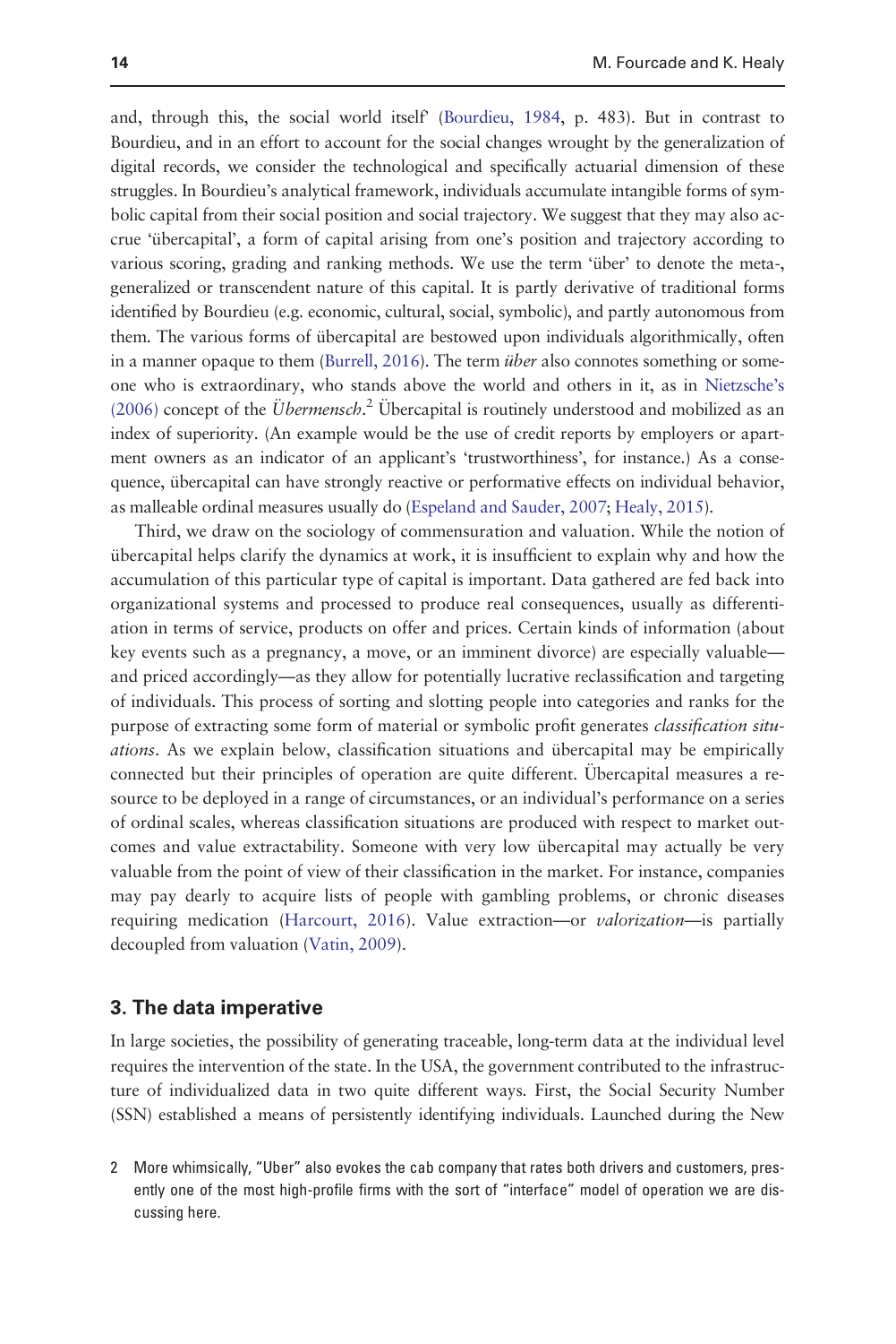and, through this, the social world itself' (Bourdieu, 1984, p. 483). But in contrast to Bourdieu, and in an effort to account for the social changes wrought by the generalization of digital records, we consider the technological and specifically actuarial dimension of these struggles. In Bourdieu's analytical framework, individuals accumulate intangible forms of symbolic capital from their social position and social trajectory. We suggest that they may also accrue 'übercapital', a form of capital arising from one's position and trajectory according to various scoring, grading and ranking methods. We use the term 'über' to denote the meta-, generalized or transcendent nature of this capital. It is partly derivative of traditional forms identified by Bourdieu (e.g. economic, cultural, social, symbolic), and partly autonomous from them. The various forms of übercapital are bestowed upon individuals algorithmically, often in a manner opaque to them (Burrell, 2016). The term *über* also connotes something or someone who is extraordinary, who stands above the world and others in it, as in Nietzsche's (2006) concept of the *Übermensch*.[2] Übercapital is routinely understood and mobilized as an index of superiority. (An example would be the use of credit reports by employers or apartment owners as an indicator of an applicant's 'trustworthiness', for instance.) As a consequence, übercapital can have strongly reactive or performative effects on individual behavior, as malleable ordinal measures usually do (Espeland and Sauder, 2007; Healy, 2015).

Third, we draw on the sociology of commensuration and valuation. While the notion of übercapital helps clarify the dynamics at work, it is insufficient to explain why and how the accumulation of this particular type of capital is important. Data gathered are fed back into organizational systems and processed to produce real consequences, usually as differentiation in terms of service, products on offer and prices. Certain kinds of information (about key events such as a pregnancy, a move, or an imminent divorce) are especially valuable—and priced accordingly—as they allow for potentially lucrative reclassification and targeting of individuals. This process of sorting and slotting people into categories and ranks for the purpose of extracting some form of material or symbolic profit generates *classification situations*. As we explain below, classification situations and übercapital may be empirically connected but their principles of operation are quite different. Übercapital measures a resource to be deployed in a range of circumstances, or an individual's performance on a series of ordinal scales, whereas classification situations are produced with respect to market outcomes and value extractability. Someone with very low übercapital may actually be very valuable from the point of view of their classification in the market. For instance, companies may pay dearly to acquire lists of people with gambling problems, or chronic diseases requiring medication (Harcourt, 2016). Value extraction—or *valorization*—is partially decoupled from valuation (Vatin, 2009).

## 3. The data imperative

In large societies, the possibility of generating traceable, long-term data at the individual level requires the intervention of the state. In the USA, the government contributed to the infrastructure of individualized data in two quite different ways. First, the Social Security Number (SSN) established a means of persistently identifying individuals. Launched during the New

2 More whimsically, "Uber" also evokes the cab company that rates both drivers and customers, presently one of the most high-profile firms with the sort of "interface" model of operation we are discussing here.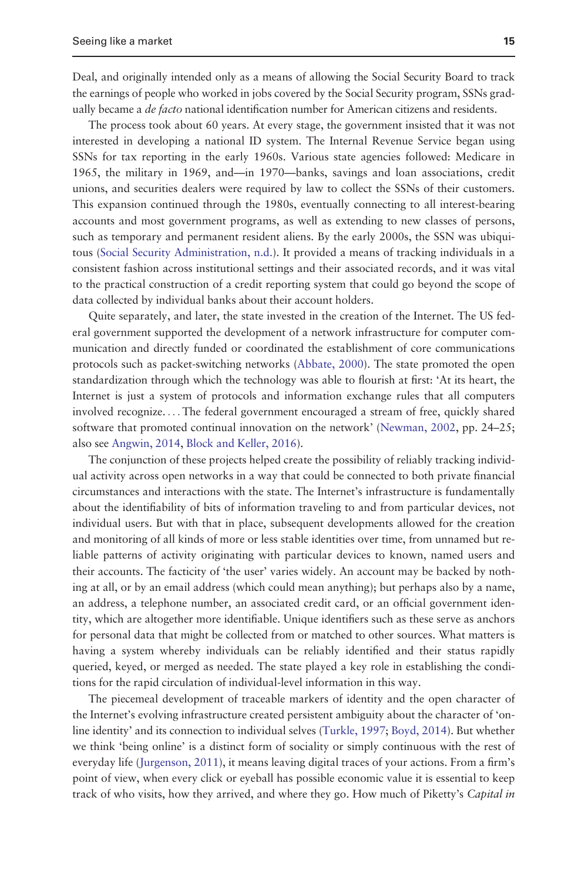Deal, and originally intended only as a means of allowing the Social Security Board to track the earnings of people who worked in jobs covered by the Social Security program, SSNs gradually became a *de facto* national identification number for American citizens and residents.

The process took about 60 years. At every stage, the government insisted that it was not interested in developing a national ID system. The Internal Revenue Service began using SSNs for tax reporting in the early 1960s. Various state agencies followed: Medicare in 1965, the military in 1969, and—in 1970—banks, savings and loan associations, credit unions, and securities dealers were required by law to collect the SSNs of their customers. This expansion continued through the 1980s, eventually connecting to all interest-bearing accounts and most government programs, as well as extending to new classes of persons, such as temporary and permanent resident aliens. By the early 2000s, the SSN was ubiquitous (Social Security Administration, n.d.). It provided a means of tracking individuals in a consistent fashion across institutional settings and their associated records, and it was vital to the practical construction of a credit reporting system that could go beyond the scope of data collected by individual banks about their account holders.

Quite separately, and later, the state invested in the creation of the Internet. The US federal government supported the development of a network infrastructure for computer communication and directly funded or coordinated the establishment of core communications protocols such as packet-switching networks (Abbate, 2000). The state promoted the open standardization through which the technology was able to flourish at first: 'At its heart, the Internet is just a system of protocols and information exchange rules that all computers involved recognize.... The federal government encouraged a stream of free, quickly shared software that promoted continual innovation on the network' (Newman, 2002, pp. 24–25; also see Angwin, 2014, Block and Keller, 2016).

The conjunction of these projects helped create the possibility of reliably tracking individual activity across open networks in a way that could be connected to both private financial circumstances and interactions with the state. The Internet's infrastructure is fundamentally about the identifiability of bits of information traveling to and from particular devices, not individual users. But with that in place, subsequent developments allowed for the creation and monitoring of all kinds of more or less stable identities over time, from unnamed but reliable patterns of activity originating with particular devices to known, named users and their accounts. The facticity of 'the user' varies widely. An account may be backed by nothing at all, or by an email address (which could mean anything); but perhaps also by a name, an address, a telephone number, an associated credit card, or an official government identity, which are altogether more identifiable. Unique identifiers such as these serve as anchors for personal data that might be collected from or matched to other sources. What matters is having a system whereby individuals can be reliably identified and their status rapidly queried, keyed, or merged as needed. The state played a key role in establishing the conditions for the rapid circulation of individual-level information in this way.

The piecemeal development of traceable markers of identity and the open character of the Internet's evolving infrastructure created persistent ambiguity about the character of 'online identity' and its connection to individual selves (Turkle, 1997; Boyd, 2014). But whether we think 'being online' is a distinct form of sociality or simply continuous with the rest of everyday life (Jurgenson, 2011), it means leaving digital traces of your actions. From a firm's point of view, when every click or eyeball has possible economic value it is essential to keep track of who visits, how they arrived, and where they go. How much of Piketty's *Capital in*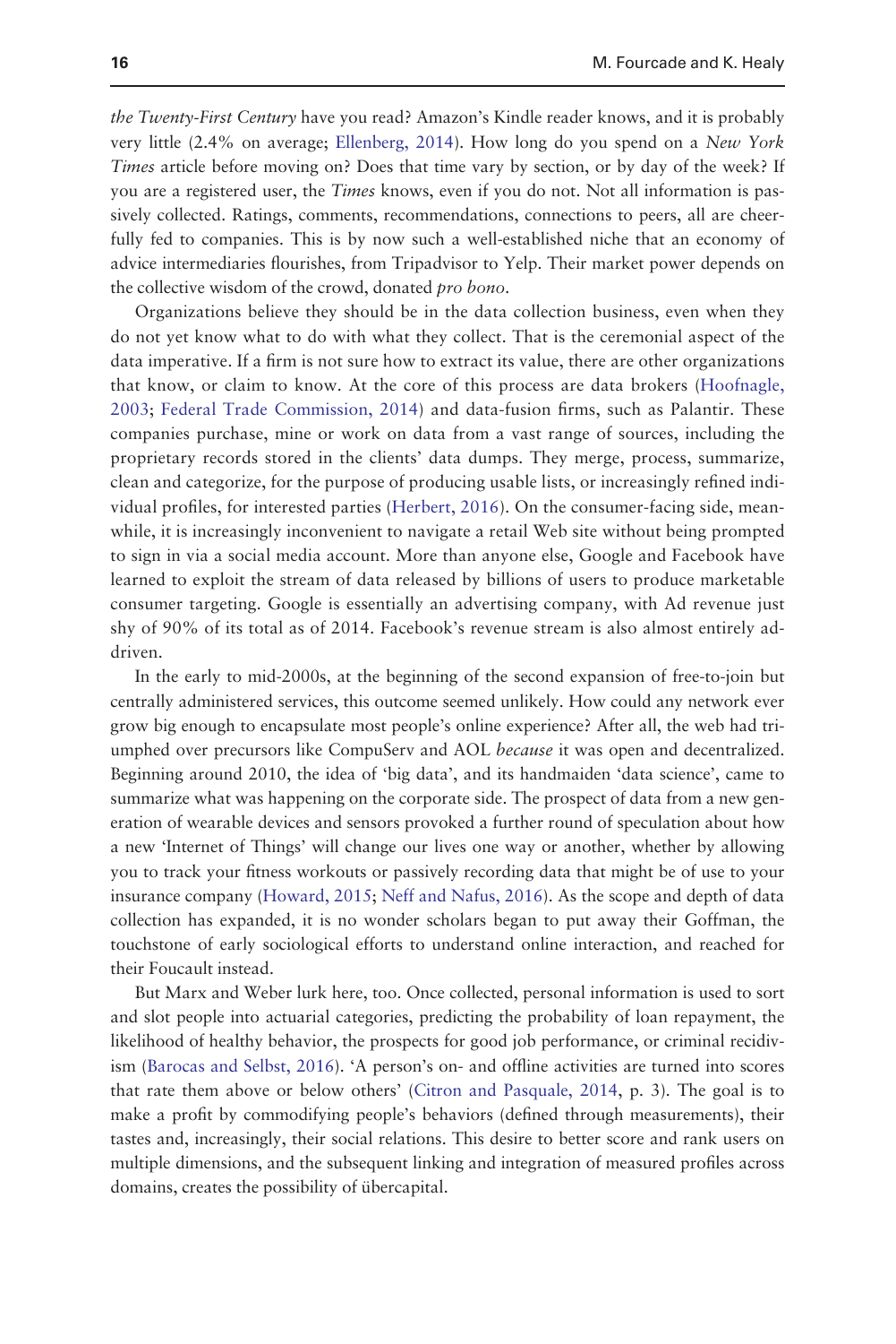*the Twenty-First Century* have you read? Amazon's Kindle reader knows, and it is probably very little (2.4% on average; Ellenberg, 2014). How long do you spend on a *New York Times* article before moving on? Does that time vary by section, or by day of the week? If you are a registered user, the *Times* knows, even if you do not. Not all information is passively collected. Ratings, comments, recommendations, connections to peers, all are cheerfully fed to companies. This is by now such a well-established niche that an economy of advice intermediaries flourishes, from Tripadvisor to Yelp. Their market power depends on the collective wisdom of the crowd, donated *pro bono*.

Organizations believe they should be in the data collection business, even when they do not yet know what to do with what they collect. That is the ceremonial aspect of the data imperative. If a firm is not sure how to extract its value, there are other organizations that know, or claim to know. At the core of this process are data brokers (Hoofnagle, 2003; Federal Trade Commission, 2014) and data-fusion firms, such as Palantir. These companies purchase, mine or work on data from a vast range of sources, including the proprietary records stored in the clients' data dumps. They merge, process, summarize, clean and categorize, for the purpose of producing usable lists, or increasingly refined individual profiles, for interested parties (Herbert, 2016). On the consumer-facing side, meanwhile, it is increasingly inconvenient to navigate a retail Web site without being prompted to sign in via a social media account. More than anyone else, Google and Facebook have learned to exploit the stream of data released by billions of users to produce marketable consumer targeting. Google is essentially an advertising company, with Ad revenue just shy of 90% of its total as of 2014. Facebook's revenue stream is also almost entirely ad-driven.

In the early to mid-2000s, at the beginning of the second expansion of free-to-join but centrally administered services, this outcome seemed unlikely. How could any network ever grow big enough to encapsulate most people's online experience? After all, the web had triumphed over precursors like CompuServ and AOL *because* it was open and decentralized. Beginning around 2010, the idea of 'big data', and its handmaiden 'data science', came to summarize what was happening on the corporate side. The prospect of data from a new generation of wearable devices and sensors provoked a further round of speculation about how a new 'Internet of Things' will change our lives one way or another, whether by allowing you to track your fitness workouts or passively recording data that might be of use to your insurance company (Howard, 2015; Neff and Nafus, 2016). As the scope and depth of data collection has expanded, it is no wonder scholars began to put away their Goffman, the touchstone of early sociological efforts to understand online interaction, and reached for their Foucault instead.

But Marx and Weber lurk here, too. Once collected, personal information is used to sort and slot people into actuarial categories, predicting the probability of loan repayment, the likelihood of healthy behavior, the prospects for good job performance, or criminal recidivism (Barocas and Selbst, 2016). 'A person's on- and offline activities are turned into scores that rate them above or below others' (Citron and Pasquale, 2014, p. 3). The goal is to make a profit by commodifying people's behaviors (defined through measurements), their tastes and, increasingly, their social relations. This desire to better score and rank users on multiple dimensions, and the subsequent linking and integration of measured profiles across domains, creates the possibility of übercapital.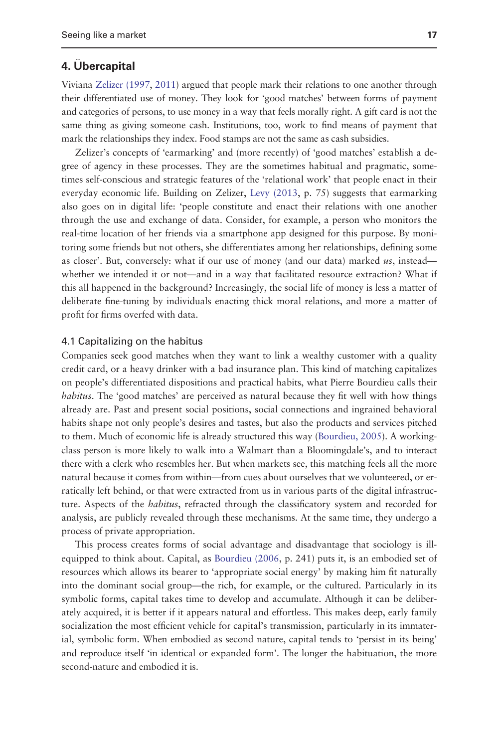## 4. Übercapital

Viviana Zelizer (1997, 2011) argued that people mark their relations to one another through their differentiated use of money. They look for 'good matches' between forms of payment and categories of persons, to use money in a way that feels morally right. A gift card is not the same thing as giving someone cash. Institutions, too, work to find means of payment that mark the relationships they index. Food stamps are not the same as cash subsidies.

Zelizer's concepts of 'earmarking' and (more recently) of 'good matches' establish a degree of agency in these processes. They are the sometimes habitual and pragmatic, sometimes self-conscious and strategic features of the 'relational work' that people enact in their everyday economic life. Building on Zelizer, Levy (2013, p. 75) suggests that earmarking also goes on in digital life: 'people constitute and enact their relations with one another through the use and exchange of data. Consider, for example, a person who monitors the real-time location of her friends via a smartphone app designed for this purpose. By monitoring some friends but not others, she differentiates among her relationships, defining some as closer'. But, conversely: what if our use of money (and our data) marked *us*, instead—whether we intended it or not—and in a way that facilitated resource extraction? What if this all happened in the background? Increasingly, the social life of money is less a matter of deliberate fine-tuning by individuals enacting thick moral relations, and more a matter of profit for firms overfed with data.

### 4.1 Capitalizing on the habitus

Companies seek good matches when they want to link a wealthy customer with a quality credit card, or a heavy drinker with a bad insurance plan. This kind of matching capitalizes on people's differentiated dispositions and practical habits, what Pierre Bourdieu calls their *habitus*. The 'good matches' are perceived as natural because they fit well with how things already are. Past and present social positions, social connections and ingrained behavioral habits shape not only people's desires and tastes, but also the products and services pitched to them. Much of economic life is already structured this way (Bourdieu, 2005). A working-class person is more likely to walk into a Walmart than a Bloomingdale's, and to interact there with a clerk who resembles her. But when markets see, this matching feels all the more natural because it comes from within—from cues about ourselves that we volunteered, or erratically left behind, or that were extracted from us in various parts of the digital infrastructure. Aspects of the *habitus*, refracted through the classificatory system and recorded for analysis, are publicly revealed through these mechanisms. At the same time, they undergo a process of private appropriation.

This process creates forms of social advantage and disadvantage that sociology is ill-equipped to think about. Capital, as Bourdieu (2006, p. 241) puts it, is an embodied set of resources which allows its bearer to 'appropriate social energy' by making him fit naturally into the dominant social group—the rich, for example, or the cultured. Particularly in its symbolic forms, capital takes time to develop and accumulate. Although it can be deliberately acquired, it is better if it appears natural and effortless. This makes deep, early family socialization the most efficient vehicle for capital's transmission, particularly in its immaterial, symbolic form. When embodied as second nature, capital tends to 'persist in its being' and reproduce itself 'in identical or expanded form'. The longer the habituation, the more second-nature and embodied it is.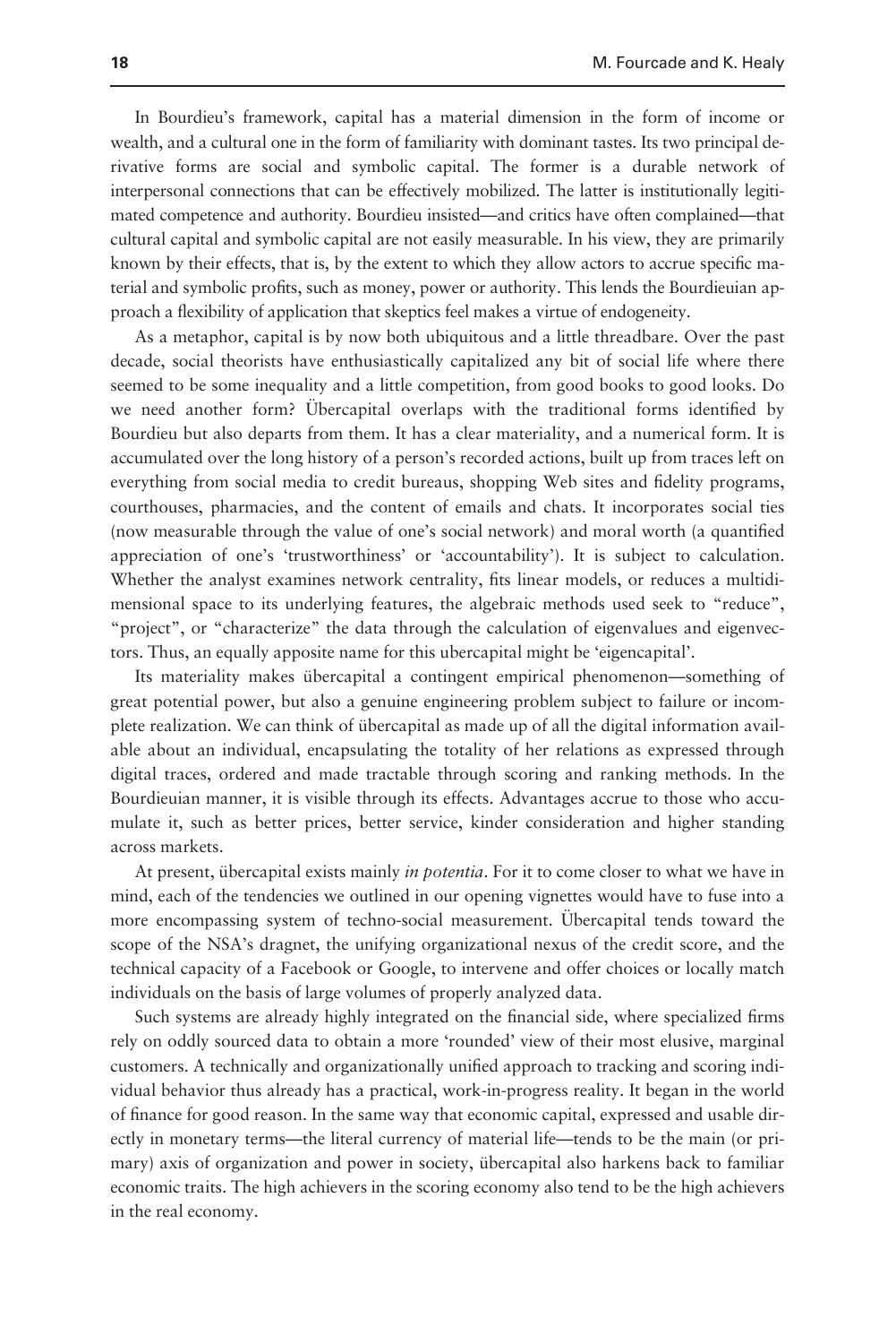In Bourdieu's framework, capital has a material dimension in the form of income or wealth, and a cultural one in the form of familiarity with dominant tastes. Its two principal derivative forms are social and symbolic capital. The former is a durable network of interpersonal connections that can be effectively mobilized. The latter is institutionally legitimated competence and authority. Bourdieu insisted—and critics have often complained—that cultural capital and symbolic capital are not easily measurable. In his view, they are primarily known by their effects, that is, by the extent to which they allow actors to accrue specific material and symbolic profits, such as money, power or authority. This lends the Bourdieuian approach a flexibility of application that skeptics feel makes a virtue of endogeneity.

As a metaphor, capital is by now both ubiquitous and a little threadbare. Over the past decade, social theorists have enthusiastically capitalized any bit of social life where there seemed to be some inequality and a little competition, from good books to good looks. Do we need another form? Übercapital overlaps with the traditional forms identified by Bourdieu but also departs from them. It has a clear materiality, and a numerical form. It is accumulated over the long history of a person's recorded actions, built up from traces left on everything from social media to credit bureaus, shopping Web sites and fidelity programs, courthouses, pharmacies, and the content of emails and chats. It incorporates social ties (now measurable through the value of one's social network) and moral worth (a quantified appreciation of one's 'trustworthiness' or 'accountability'). It is subject to calculation. Whether the analyst examines network centrality, fits linear models, or reduces a multidimensional space to its underlying features, the algebraic methods used seek to "reduce", "project", or "characterize" the data through the calculation of eigenvalues and eigenvectors. Thus, an equally apposite name for this ubercapital might be 'eigencapital'.

Its materiality makes übercapital a contingent empirical phenomenon—something of great potential power, but also a genuine engineering problem subject to failure or incomplete realization. We can think of übercapital as made up of all the digital information available about an individual, encapsulating the totality of her relations as expressed through digital traces, ordered and made tractable through scoring and ranking methods. In the Bourdieuian manner, it is visible through its effects. Advantages accrue to those who accumulate it, such as better prices, better service, kinder consideration and higher standing across markets.

At present, übercapital exists mainly *in potentia*. For it to come closer to what we have in mind, each of the tendencies we outlined in our opening vignettes would have to fuse into a more encompassing system of techno-social measurement. Übercapital tends toward the scope of the NSA's dragnet, the unifying organizational nexus of the credit score, and the technical capacity of a Facebook or Google, to intervene and offer choices or locally match individuals on the basis of large volumes of properly analyzed data.

Such systems are already highly integrated on the financial side, where specialized firms rely on oddly sourced data to obtain a more 'rounded' view of their most elusive, marginal customers. A technically and organizationally unified approach to tracking and scoring individual behavior thus already has a practical, work-in-progress reality. It began in the world of finance for good reason. In the same way that economic capital, expressed and usable directly in monetary terms—the literal currency of material life—tends to be the main (or primary) axis of organization and power in society, übercapital also harkens back to familiar economic traits. The high achievers in the scoring economy also tend to be the high achievers in the real economy.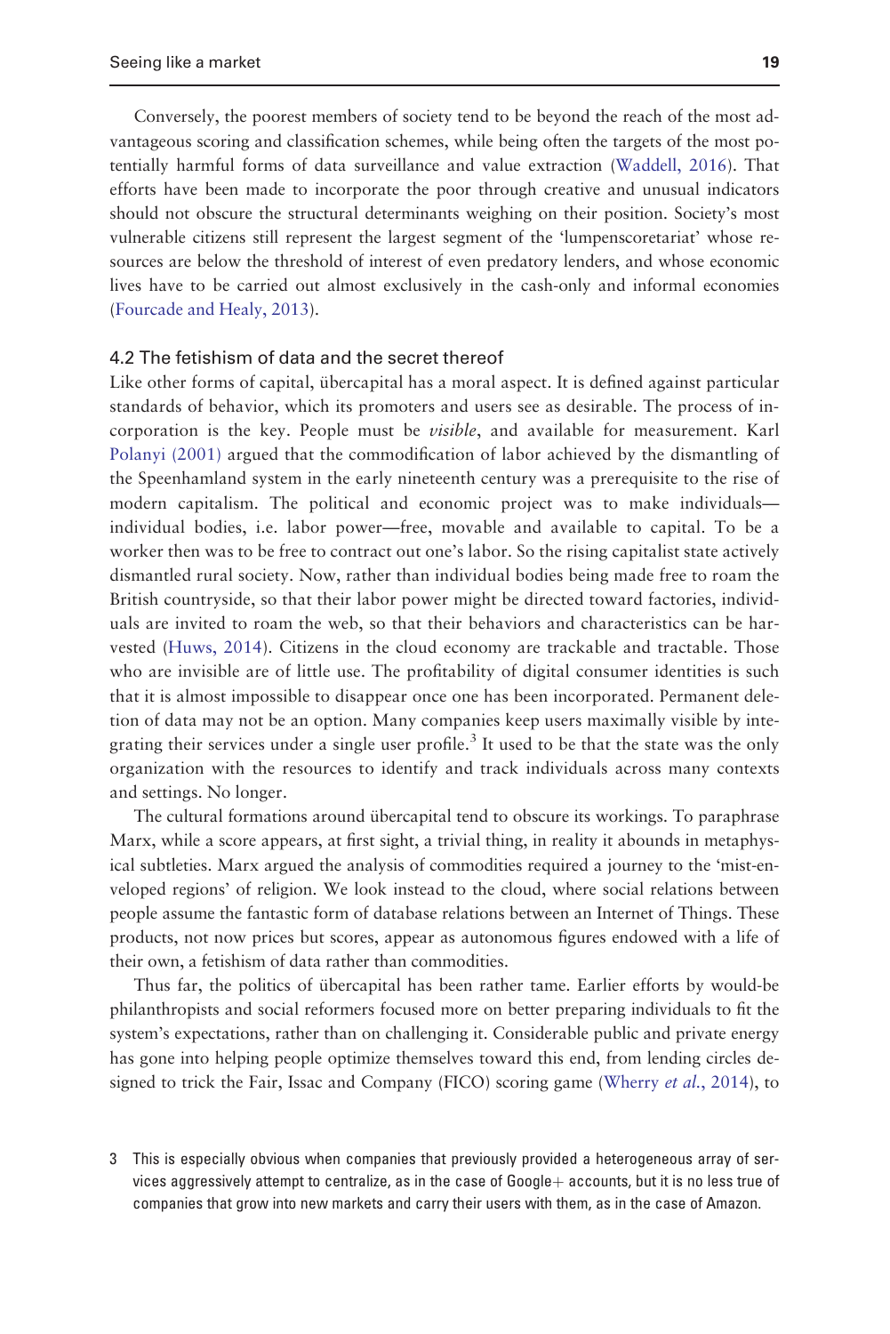Conversely, the poorest members of society tend to be beyond the reach of the most advantageous scoring and classification schemes, while being often the targets of the most potentially harmful forms of data surveillance and value extraction (Waddell, 2016). That efforts have been made to incorporate the poor through creative and unusual indicators should not obscure the structural determinants weighing on their position. Society's most vulnerable citizens still represent the largest segment of the 'lumpenscoretariat' whose resources are below the threshold of interest of even predatory lenders, and whose economic lives have to be carried out almost exclusively in the cash-only and informal economies (Fourcade and Healy, 2013).

### 4.2 The fetishism of data and the secret thereof

Like other forms of capital, übercapital has a moral aspect. It is defined against particular standards of behavior, which its promoters and users see as desirable. The process of incorporation is the key. People must be *visible*, and available for measurement. Karl Polanyi (2001) argued that the commodification of labor achieved by the dismantling of the Speenhamland system in the early nineteenth century was a prerequisite to the rise of modern capitalism. The political and economic project was to make individuals—individual bodies, i.e. labor power—free, movable and available to capital. To be a worker then was to be free to contract out one's labor. So the rising capitalist state actively dismantled rural society. Now, rather than individual bodies being made free to roam the British countryside, so that their labor power might be directed toward factories, individuals are invited to roam the web, so that their behaviors and characteristics can be harvested (Huws, 2014). Citizens in the cloud economy are trackable and tractable. Those who are invisible are of little use. The profitability of digital consumer identities is such that it is almost impossible to disappear once one has been incorporated. Permanent deletion of data may not be an option. Many companies keep users maximally visible by integrating their services under a single user profile.[3] It used to be that the state was the only organization with the resources to identify and track individuals across many contexts and settings. No longer.

The cultural formations around übercapital tend to obscure its workings. To paraphrase Marx, while a score appears, at first sight, a trivial thing, in reality it abounds in metaphysical subtleties. Marx argued the analysis of commodities required a journey to the 'mist-enveloped regions' of religion. We look instead to the cloud, where social relations between people assume the fantastic form of database relations between an Internet of Things. These products, not now prices but scores, appear as autonomous figures endowed with a life of their own, a fetishism of data rather than commodities.

Thus far, the politics of übercapital has been rather tame. Earlier efforts by would-be philanthropists and social reformers focused more on better preparing individuals to fit the system's expectations, rather than on challenging it. Considerable public and private energy has gone into helping people optimize themselves toward this end, from lending circles designed to trick the Fair, Issac and Company (FICO) scoring game (Wherry *et al.*, 2014), to

3 This is especially obvious when companies that previously provided a heterogeneous array of services aggressively attempt to centralize, as in the case of Google+ accounts, but it is no less true of companies that grow into new markets and carry their users with them, as in the case of Amazon.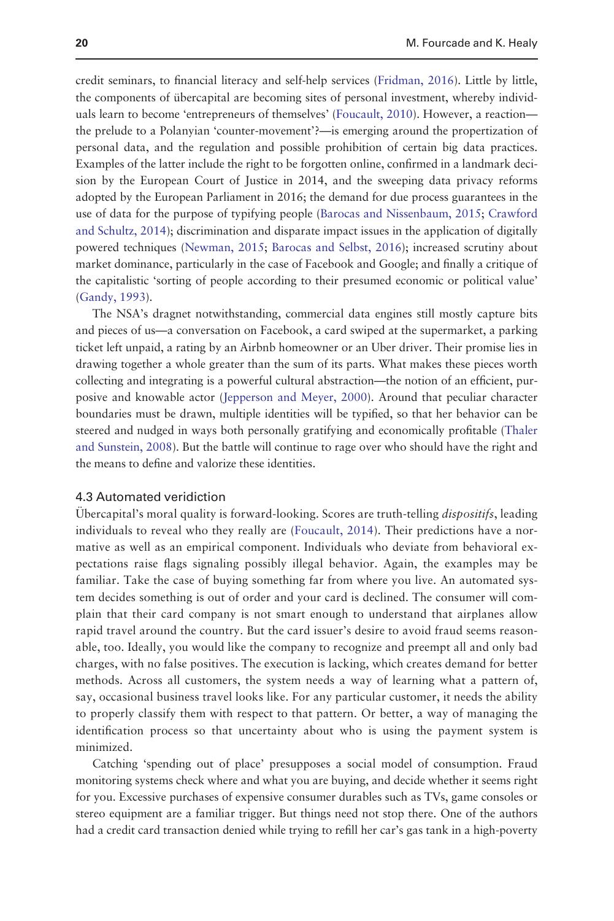credit seminars, to financial literacy and self-help services (Fridman, 2016). Little by little, the components of übercapital are becoming sites of personal investment, whereby individuals learn to become 'entrepreneurs of themselves' (Foucault, 2010). However, a reaction—the prelude to a Polanyian 'counter-movement'?—is emerging around the propertization of personal data, and the regulation and possible prohibition of certain big data practices. Examples of the latter include the right to be forgotten online, confirmed in a landmark decision by the European Court of Justice in 2014, and the sweeping data privacy reforms adopted by the European Parliament in 2016; the demand for due process guarantees in the use of data for the purpose of typifying people (Barocas and Nissenbaum, 2015; Crawford and Schultz, 2014); discrimination and disparate impact issues in the application of digitally powered techniques (Newman, 2015; Barocas and Selbst, 2016); increased scrutiny about market dominance, particularly in the case of Facebook and Google; and finally a critique of the capitalistic 'sorting of people according to their presumed economic or political value' (Gandy, 1993).

The NSA's dragnet notwithstanding, commercial data engines still mostly capture bits and pieces of us—a conversation on Facebook, a card swiped at the supermarket, a parking ticket left unpaid, a rating by an Airbnb homeowner or an Uber driver. Their promise lies in drawing together a whole greater than the sum of its parts. What makes these pieces worth collecting and integrating is a powerful cultural abstraction—the notion of an efficient, purposive and knowable actor (Jepperson and Meyer, 2000). Around that peculiar character boundaries must be drawn, multiple identities will be typified, so that her behavior can be steered and nudged in ways both personally gratifying and economically profitable (Thaler and Sunstein, 2008). But the battle will continue to rage over who should have the right and the means to define and valorize these identities.

### 4.3 Automated veridiction

Übercapital's moral quality is forward-looking. Scores are truth-telling *dispositifs*, leading individuals to reveal who they really are (Foucault, 2014). Their predictions have a normative as well as an empirical component. Individuals who deviate from behavioral expectations raise flags signaling possibly illegal behavior. Again, the examples may be familiar. Take the case of buying something far from where you live. An automated system decides something is out of order and your card is declined. The consumer will complain that their card company is not smart enough to understand that airplanes allow rapid travel around the country. But the card issuer's desire to avoid fraud seems reasonable, too. Ideally, you would like the company to recognize and preempt all and only bad charges, with no false positives. The execution is lacking, which creates demand for better methods. Across all customers, the system needs a way of learning what a pattern of, say, occasional business travel looks like. For any particular customer, it needs the ability to properly classify them with respect to that pattern. Or better, a way of managing the identification process so that uncertainty about who is using the payment system is minimized.

Catching 'spending out of place' presupposes a social model of consumption. Fraud monitoring systems check where and what you are buying, and decide whether it seems right for you. Excessive purchases of expensive consumer durables such as TVs, game consoles or stereo equipment are a familiar trigger. But things need not stop there. One of the authors had a credit card transaction denied while trying to refill her car's gas tank in a high-poverty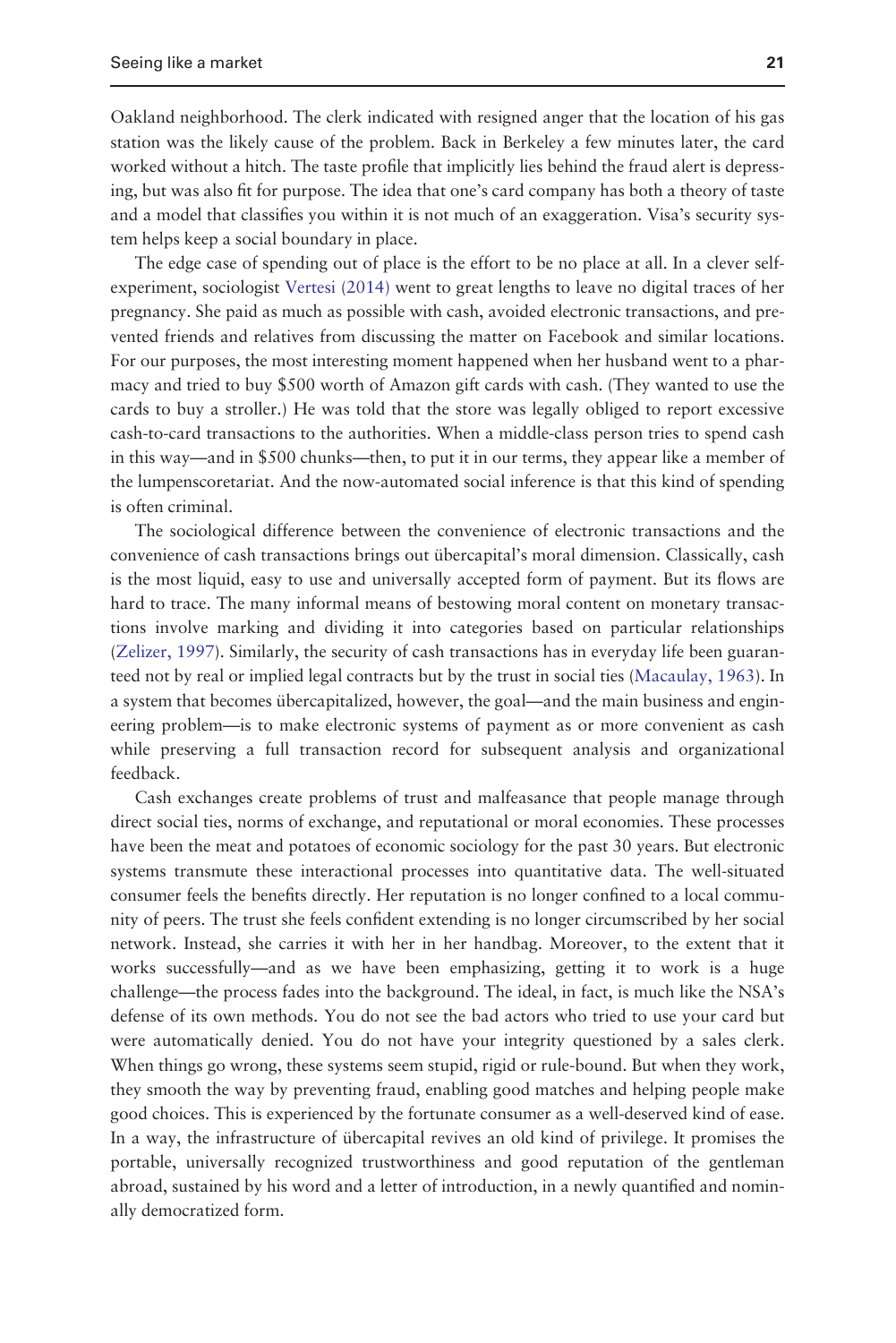Oakland neighborhood. The clerk indicated with resigned anger that the location of his gas station was the likely cause of the problem. Back in Berkeley a few minutes later, the card worked without a hitch. The taste profile that implicitly lies behind the fraud alert is depressing, but was also fit for purpose. The idea that one's card company has both a theory of taste and a model that classifies you within it is not much of an exaggeration. Visa's security system helps keep a social boundary in place.

The edge case of spending out of place is the effort to be no place at all. In a clever self-experiment, sociologist Vertesi (2014) went to great lengths to leave no digital traces of her pregnancy. She paid as much as possible with cash, avoided electronic transactions, and prevented friends and relatives from discussing the matter on Facebook and similar locations. For our purposes, the most interesting moment happened when her husband went to a pharmacy and tried to buy $500 worth of Amazon gift cards with cash. (They wanted to use the cards to buy a stroller.) He was told that the store was legally obliged to report excessive cash-to-card transactions to the authorities. When a middle-class person tries to spend cash in this way—and in $500 chunks—then, to put it in our terms, they appear like a member of the lumpenscoretariat. And the now-automated social inference is that this kind of spending is often criminal.

The sociological difference between the convenience of electronic transactions and the convenience of cash transactions brings out übercapital's moral dimension. Classically, cash is the most liquid, easy to use and universally accepted form of payment. But its flows are hard to trace. The many informal means of bestowing moral content on monetary transactions involve marking and dividing it into categories based on particular relationships (Zelizer, 1997). Similarly, the security of cash transactions has in everyday life been guaranteed not by real or implied legal contracts but by the trust in social ties (Macaulay, 1963). In a system that becomes übercapitalized, however, the goal—and the main business and engineering problem—is to make electronic systems of payment as or more convenient as cash while preserving a full transaction record for subsequent analysis and organizational feedback.

Cash exchanges create problems of trust and malfeasance that people manage through direct social ties, norms of exchange, and reputational or moral economies. These processes have been the meat and potatoes of economic sociology for the past 30 years. But electronic systems transmute these interactional processes into quantitative data. The well-situated consumer feels the benefits directly. Her reputation is no longer confined to a local community of peers. The trust she feels confident extending is no longer circumscribed by her social network. Instead, she carries it with her in her handbag. Moreover, to the extent that it works successfully—and as we have been emphasizing, getting it to work is a huge challenge—the process fades into the background. The ideal, in fact, is much like the NSA's defense of its own methods. You do not see the bad actors who tried to use your card but were automatically denied. You do not have your integrity questioned by a sales clerk. When things go wrong, these systems seem stupid, rigid or rule-bound. But when they work, they smooth the way by preventing fraud, enabling good matches and helping people make good choices. This is experienced by the fortunate consumer as a well-deserved kind of ease. In a way, the infrastructure of übercapital revives an old kind of privilege. It promises the portable, universally recognized trustworthiness and good reputation of the gentleman abroad, sustained by his word and a letter of introduction, in a newly quantified and nominally democratized form.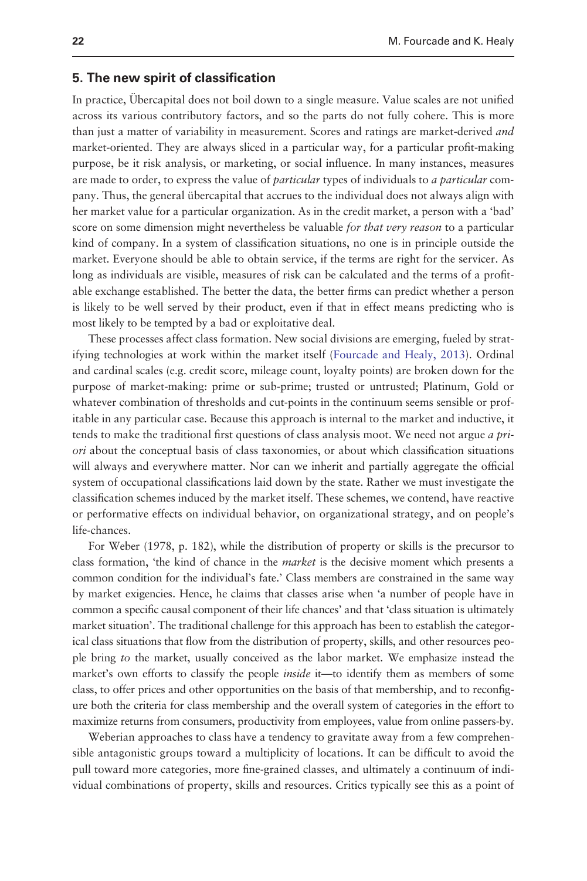## 5. The new spirit of classification

In practice, Übercapital does not boil down to a single measure. Value scales are not unified across its various contributory factors, and so the parts do not fully cohere. This is more than just a matter of variability in measurement. Scores and ratings are market-derived *and* market-oriented. They are always sliced in a particular way, for a particular profit-making purpose, be it risk analysis, or marketing, or social influence. In many instances, measures are made to order, to express the value of *particular* types of individuals to *a particular* company. Thus, the general übercapital that accrues to the individual does not always align with her market value for a particular organization. As in the credit market, a person with a 'bad' score on some dimension might nevertheless be valuable *for that very reason* to a particular kind of company. In a system of classification situations, no one is in principle outside the market. Everyone should be able to obtain service, if the terms are right for the servicer. As long as individuals are visible, measures of risk can be calculated and the terms of a profitable exchange established. The better the data, the better firms can predict whether a person is likely to be well served by their product, even if that in effect means predicting who is most likely to be tempted by a bad or exploitative deal.

These processes affect class formation. New social divisions are emerging, fueled by stratifying technologies at work within the market itself (Fourcade and Healy, 2013). Ordinal and cardinal scales (e.g. credit score, mileage count, loyalty points) are broken down for the purpose of market-making: prime or sub-prime; trusted or untrusted; Platinum, Gold or whatever combination of thresholds and cut-points in the continuum seems sensible or profitable in any particular case. Because this approach is internal to the market and inductive, it tends to make the traditional first questions of class analysis moot. We need not argue *a priori* about the conceptual basis of class taxonomies, or about which classification situations will always and everywhere matter. Nor can we inherit and partially aggregate the official system of occupational classifications laid down by the state. Rather we must investigate the classification schemes induced by the market itself. These schemes, we contend, have reactive or performative effects on individual behavior, on organizational strategy, and on people's life-chances.

For Weber (1978, p. 182), while the distribution of property or skills is the precursor to class formation, 'the kind of chance in the *market* is the decisive moment which presents a common condition for the individual's fate.' Class members are constrained in the same way by market exigencies. Hence, he claims that classes arise when 'a number of people have in common a specific causal component of their life chances' and that 'class situation is ultimately market situation'. The traditional challenge for this approach has been to establish the categorical class situations that flow from the distribution of property, skills, and other resources people bring *to* the market, usually conceived as the labor market. We emphasize instead the market's own efforts to classify the people *inside* it—to identify them as members of some class, to offer prices and other opportunities on the basis of that membership, and to reconfigure both the criteria for class membership and the overall system of categories in the effort to maximize returns from consumers, productivity from employees, value from online passers-by.

Weberian approaches to class have a tendency to gravitate away from a few comprehensible antagonistic groups toward a multiplicity of locations. It can be difficult to avoid the pull toward more categories, more fine-grained classes, and ultimately a continuum of individual combinations of property, skills and resources. Critics typically see this as a point of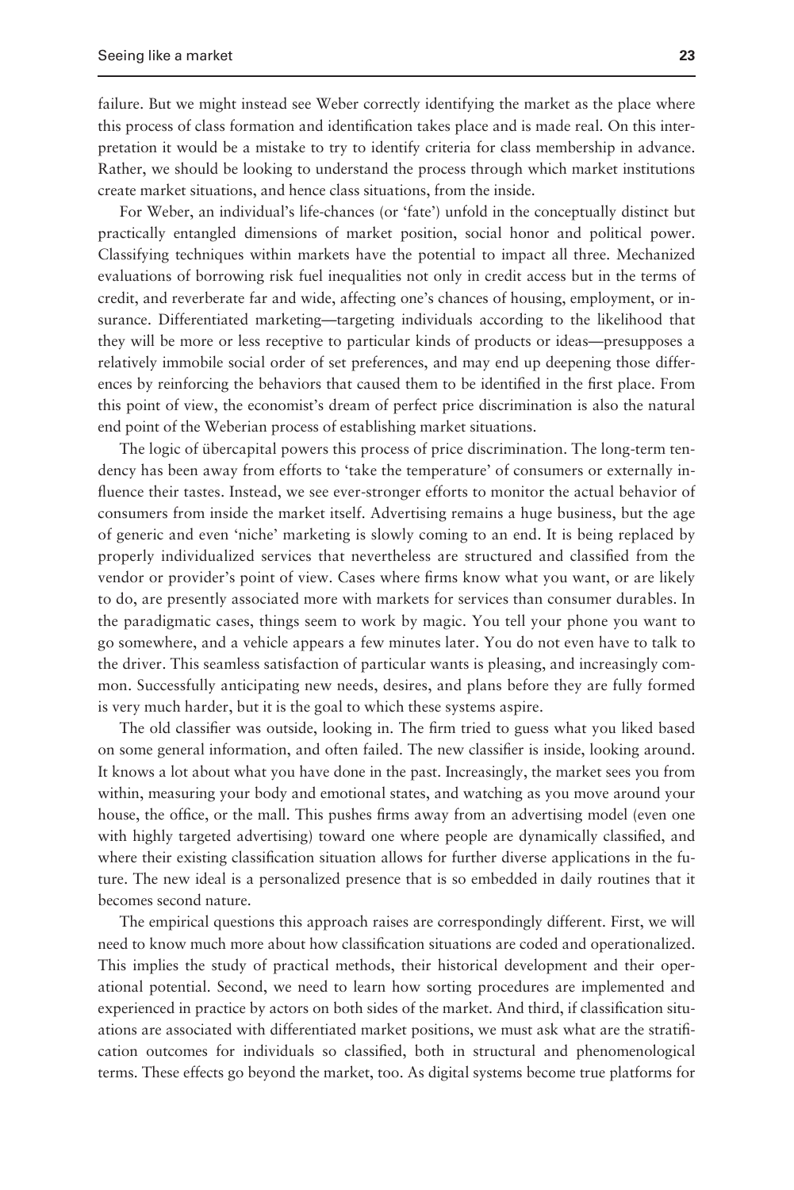failure. But we might instead see Weber correctly identifying the market as the place where this process of class formation and identification takes place and is made real. On this interpretation it would be a mistake to try to identify criteria for class membership in advance. Rather, we should be looking to understand the process through which market institutions create market situations, and hence class situations, from the inside.

For Weber, an individual's life-chances (or 'fate') unfold in the conceptually distinct but practically entangled dimensions of market position, social honor and political power. Classifying techniques within markets have the potential to impact all three. Mechanized evaluations of borrowing risk fuel inequalities not only in credit access but in the terms of credit, and reverberate far and wide, affecting one's chances of housing, employment, or insurance. Differentiated marketing—targeting individuals according to the likelihood that they will be more or less receptive to particular kinds of products or ideas—presupposes a relatively immobile social order of set preferences, and may end up deepening those differences by reinforcing the behaviors that caused them to be identified in the first place. From this point of view, the economist's dream of perfect price discrimination is also the natural end point of the Weberian process of establishing market situations.

The logic of übercapital powers this process of price discrimination. The long-term tendency has been away from efforts to 'take the temperature' of consumers or externally influence their tastes. Instead, we see ever-stronger efforts to monitor the actual behavior of consumers from inside the market itself. Advertising remains a huge business, but the age of generic and even 'niche' marketing is slowly coming to an end. It is being replaced by properly individualized services that nevertheless are structured and classified from the vendor or provider's point of view. Cases where firms know what you want, or are likely to do, are presently associated more with markets for services than consumer durables. In the paradigmatic cases, things seem to work by magic. You tell your phone you want to go somewhere, and a vehicle appears a few minutes later. You do not even have to talk to the driver. This seamless satisfaction of particular wants is pleasing, and increasingly common. Successfully anticipating new needs, desires, and plans before they are fully formed is very much harder, but it is the goal to which these systems aspire.

The old classifier was outside, looking in. The firm tried to guess what you liked based on some general information, and often failed. The new classifier is inside, looking around. It knows a lot about what you have done in the past. Increasingly, the market sees you from within, measuring your body and emotional states, and watching as you move around your house, the office, or the mall. This pushes firms away from an advertising model (even one with highly targeted advertising) toward one where people are dynamically classified, and where their existing classification situation allows for further diverse applications in the future. The new ideal is a personalized presence that is so embedded in daily routines that it becomes second nature.

The empirical questions this approach raises are correspondingly different. First, we will need to know much more about how classification situations are coded and operationalized. This implies the study of practical methods, their historical development and their operational potential. Second, we need to learn how sorting procedures are implemented and experienced in practice by actors on both sides of the market. And third, if classification situations are associated with differentiated market positions, we must ask what are the stratification outcomes for individuals so classified, both in structural and phenomenological terms. These effects go beyond the market, too. As digital systems become true platforms for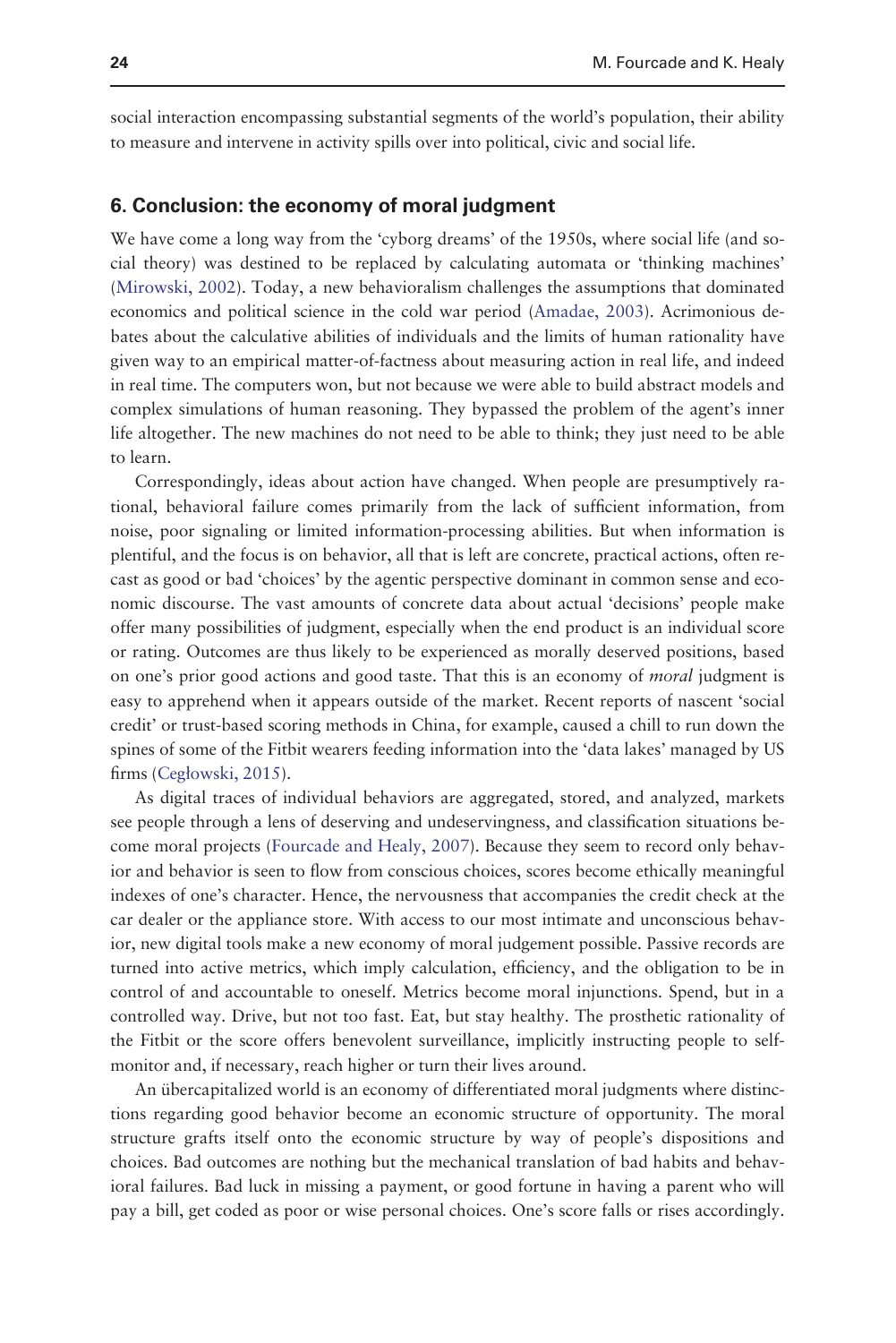social interaction encompassing substantial segments of the world's population, their ability to measure and intervene in activity spills over into political, civic and social life.

## 6. Conclusion: the economy of moral judgment

We have come a long way from the 'cyborg dreams' of the 1950s, where social life (and social theory) was destined to be replaced by calculating automata or 'thinking machines' (Mirowski, 2002). Today, a new behavioralism challenges the assumptions that dominated economics and political science in the cold war period (Amadae, 2003). Acrimonious debates about the calculative abilities of individuals and the limits of human rationality have given way to an empirical matter-of-factness about measuring action in real life, and indeed in real time. The computers won, but not because we were able to build abstract models and complex simulations of human reasoning. They bypassed the problem of the agent's inner life altogether. The new machines do not need to be able to think; they just need to be able to learn.

Correspondingly, ideas about action have changed. When people are presumptively rational, behavioral failure comes primarily from the lack of sufficient information, from noise, poor signaling or limited information-processing abilities. But when information is plentiful, and the focus is on behavior, all that is left are concrete, practical actions, often recast as good or bad 'choices' by the agentic perspective dominant in common sense and economic discourse. The vast amounts of concrete data about actual 'decisions' people make offer many possibilities of judgment, especially when the end product is an individual score or rating. Outcomes are thus likely to be experienced as morally deserved positions, based on one's prior good actions and good taste. That this is an economy of *moral* judgment is easy to apprehend when it appears outside of the market. Recent reports of nascent 'social credit' or trust-based scoring methods in China, for example, caused a chill to run down the spines of some of the Fitbit wearers feeding information into the 'data lakes' managed by US firms (Cegłowski, 2015).

As digital traces of individual behaviors are aggregated, stored, and analyzed, markets see people through a lens of deserving and undeservingness, and classification situations become moral projects (Fourcade and Healy, 2007). Because they seem to record only behavior and behavior is seen to flow from conscious choices, scores become ethically meaningful indexes of one's character. Hence, the nervousness that accompanies the credit check at the car dealer or the appliance store. With access to our most intimate and unconscious behavior, new digital tools make a new economy of moral judgement possible. Passive records are turned into active metrics, which imply calculation, efficiency, and the obligation to be in control of and accountable to oneself. Metrics become moral injunctions. Spend, but in a controlled way. Drive, but not too fast. Eat, but stay healthy. The prosthetic rationality of the Fitbit or the score offers benevolent surveillance, implicitly instructing people to self-monitor and, if necessary, reach higher or turn their lives around.

An übercapitalized world is an economy of differentiated moral judgments where distinctions regarding good behavior become an economic structure of opportunity. The moral structure grafts itself onto the economic structure by way of people's dispositions and choices. Bad outcomes are nothing but the mechanical translation of bad habits and behavioral failures. Bad luck in missing a payment, or good fortune in having a parent who will pay a bill, get coded as poor or wise personal choices. One's score falls or rises accordingly.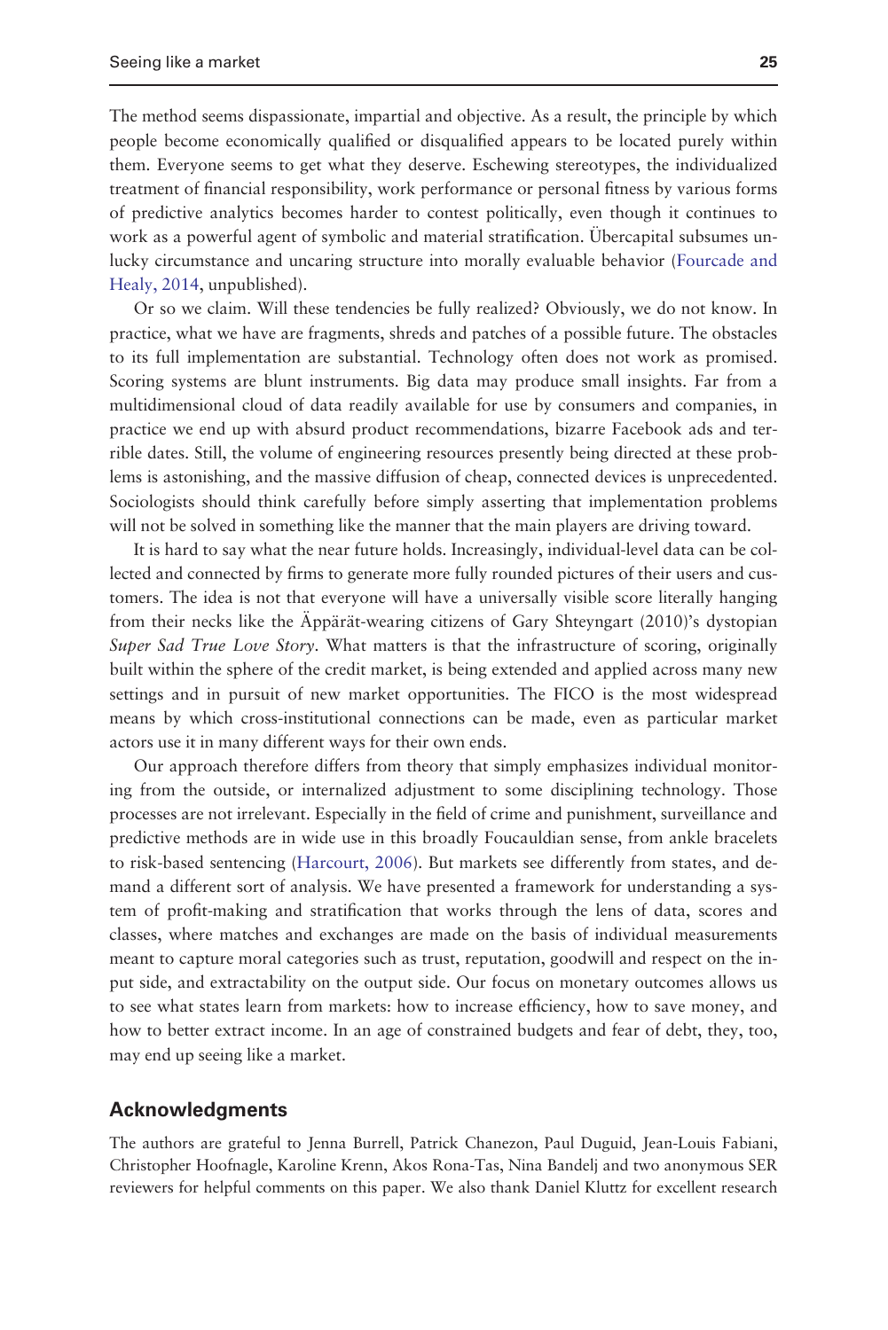The method seems dispassionate, impartial and objective. As a result, the principle by which people become economically qualified or disqualified appears to be located purely within them. Everyone seems to get what they deserve. Eschewing stereotypes, the individualized treatment of financial responsibility, work performance or personal fitness by various forms of predictive analytics becomes harder to contest politically, even though it continues to work as a powerful agent of symbolic and material stratification. Übercapital subsumes unlucky circumstance and uncaring structure into morally evaluable behavior (Fourcade and Healy, 2014, unpublished).

Or so we claim. Will these tendencies be fully realized? Obviously, we do not know. In practice, what we have are fragments, shreds and patches of a possible future. The obstacles to its full implementation are substantial. Technology often does not work as promised. Scoring systems are blunt instruments. Big data may produce small insights. Far from a multidimensional cloud of data readily available for use by consumers and companies, in practice we end up with absurd product recommendations, bizarre Facebook ads and terrible dates. Still, the volume of engineering resources presently being directed at these problems is astonishing, and the massive diffusion of cheap, connected devices is unprecedented. Sociologists should think carefully before simply asserting that implementation problems will not be solved in something like the manner that the main players are driving toward.

It is hard to say what the near future holds. Increasingly, individual-level data can be collected and connected by firms to generate more fully rounded pictures of their users and customers. The idea is not that everyone will have a universally visible score literally hanging from their necks like the Äppärät-wearing citizens of Gary Shteyngart (2010)'s dystopian *Super Sad True Love Story*. What matters is that the infrastructure of scoring, originally built within the sphere of the credit market, is being extended and applied across many new settings and in pursuit of new market opportunities. The FICO is the most widespread means by which cross-institutional connections can be made, even as particular market actors use it in many different ways for their own ends.

Our approach therefore differs from theory that simply emphasizes individual monitoring from the outside, or internalized adjustment to some disciplining technology. Those processes are not irrelevant. Especially in the field of crime and punishment, surveillance and predictive methods are in wide use in this broadly Foucauldian sense, from ankle bracelets to risk-based sentencing (Harcourt, 2006). But markets see differently from states, and demand a different sort of analysis. We have presented a framework for understanding a system of profit-making and stratification that works through the lens of data, scores and classes, where matches and exchanges are made on the basis of individual measurements meant to capture moral categories such as trust, reputation, goodwill and respect on the input side, and extractability on the output side. Our focus on monetary outcomes allows us to see what states learn from markets: how to increase efficiency, how to save money, and how to better extract income. In an age of constrained budgets and fear of debt, they, too, may end up seeing like a market.

## Acknowledgments

The authors are grateful to Jenna Burrell, Patrick Chanezon, Paul Duguid, Jean-Louis Fabiani, Christopher Hoofnagle, Karoline Krenn, Akos Rona-Tas, Nina Bandelj and two anonymous SER reviewers for helpful comments on this paper. We also thank Daniel Kluttz for excellent research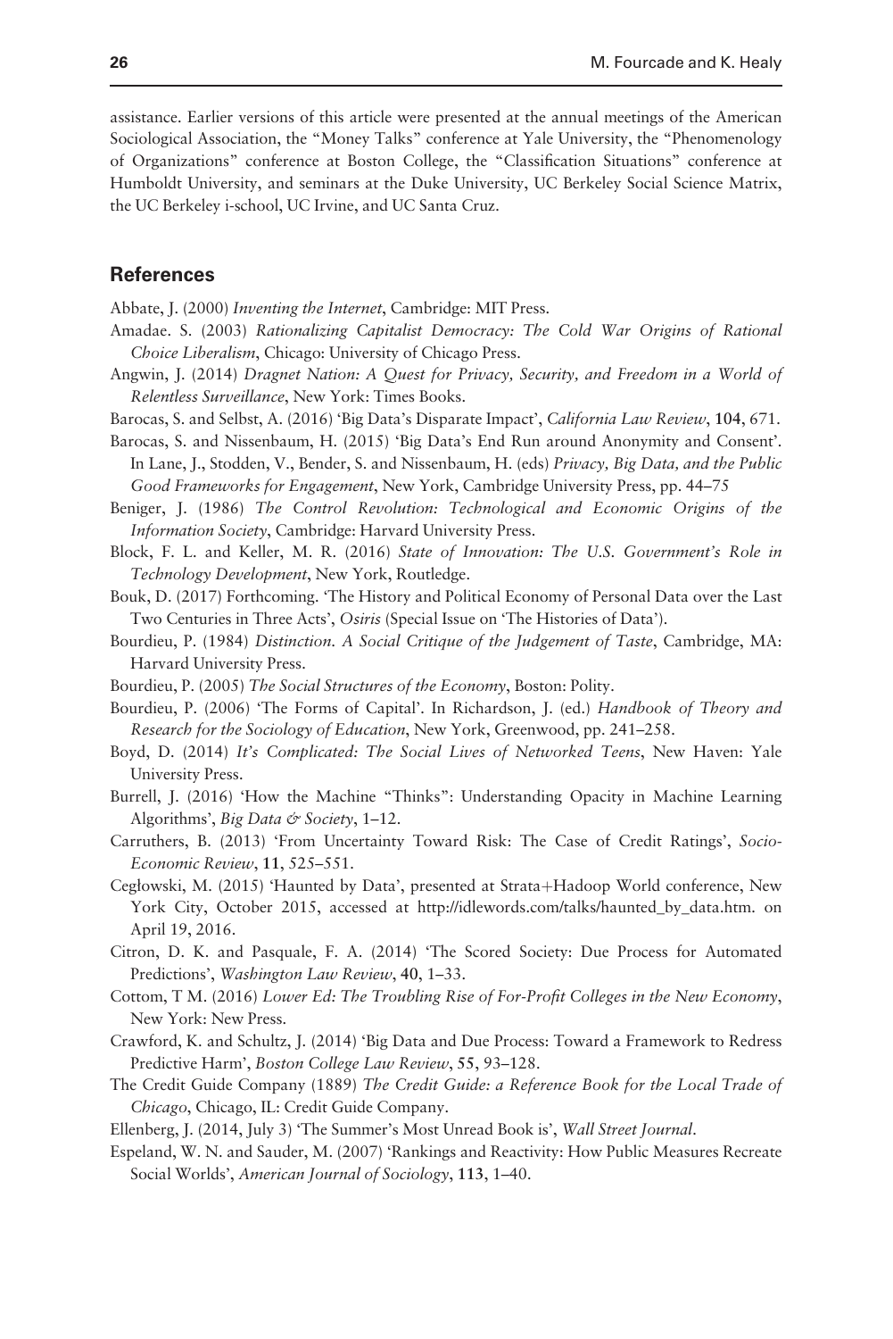assistance. Earlier versions of this article were presented at the annual meetings of the American Sociological Association, the "Money Talks" conference at Yale University, the "Phenomenology of Organizations" conference at Boston College, the "Classification Situations" conference at Humboldt University, and seminars at the Duke University, UC Berkeley Social Science Matrix, the UC Berkeley i-school, UC Irvine, and UC Santa Cruz.

## References

Abbate, J. (2000) *Inventing the Internet*, Cambridge: MIT Press.

Amadae. S. (2003) *Rationalizing Capitalist Democracy: The Cold War Origins of Rational Choice Liberalism*, Chicago: University of Chicago Press.

Angwin, J. (2014) *Dragnet Nation: A Quest for Privacy, Security, and Freedom in a World of Relentless Surveillance*, New York: Times Books.

Barocas, S. and Selbst, A. (2016) 'Big Data's Disparate Impact', *California Law Review*, **104**, 671.

Barocas, S. and Nissenbaum, H. (2015) 'Big Data's End Run around Anonymity and Consent'. In Lane, J., Stodden, V., Bender, S. and Nissenbaum, H. (eds) *Privacy, Big Data, and the Public Good Frameworks for Engagement*, New York, Cambridge University Press, pp. 44–75

Beniger, J. (1986) *The Control Revolution: Technological and Economic Origins of the Information Society*, Cambridge: Harvard University Press.

Block, F. L. and Keller, M. R. (2016) *State of Innovation: The U.S. Government's Role in Technology Development*, New York, Routledge.

Bouk, D. (2017) Forthcoming. 'The History and Political Economy of Personal Data over the Last Two Centuries in Three Acts', *Osiris* (Special Issue on 'The Histories of Data').

Bourdieu, P. (1984) *Distinction. A Social Critique of the Judgement of Taste*, Cambridge, MA: Harvard University Press.

Bourdieu, P. (2005) *The Social Structures of the Economy*, Boston: Polity.

Bourdieu, P. (2006) 'The Forms of Capital'. In Richardson, J. (ed.) *Handbook of Theory and Research for the Sociology of Education*, New York, Greenwood, pp. 241–258.

Boyd, D. (2014) *It's Complicated: The Social Lives of Networked Teens*, New Haven: Yale University Press.

Burrell, J. (2016) 'How the Machine "Thinks": Understanding Opacity in Machine Learning Algorithms', *Big Data & Society*, 1–12.

Carruthers, B. (2013) 'From Uncertainty Toward Risk: The Case of Credit Ratings', *Socio-Economic Review*, **11**, 525–551.

Cegłowski, M. (2015) 'Haunted by Data', presented at Strata+Hadoop World conference, New York City, October 2015, accessed at http://idlewords.com/talks/haunted_by_data.htm. on April 19, 2016.

Citron, D. K. and Pasquale, F. A. (2014) 'The Scored Society: Due Process for Automated Predictions', *Washington Law Review*, **40**, 1–33.

Cottom, T M. (2016) *Lower Ed: The Troubling Rise of For-Profit Colleges in the New Economy*, New York: New Press.

Crawford, K. and Schultz, J. (2014) 'Big Data and Due Process: Toward a Framework to Redress Predictive Harm', *Boston College Law Review*, **55**, 93–128.

The Credit Guide Company (1889) *The Credit Guide: a Reference Book for the Local Trade of Chicago*, Chicago, IL: Credit Guide Company.

Ellenberg, J. (2014, July 3) 'The Summer's Most Unread Book is', *Wall Street Journal*.

Espeland, W. N. and Sauder, M. (2007) 'Rankings and Reactivity: How Public Measures Recreate Social Worlds', *American Journal of Sociology*, **113**, 1–40.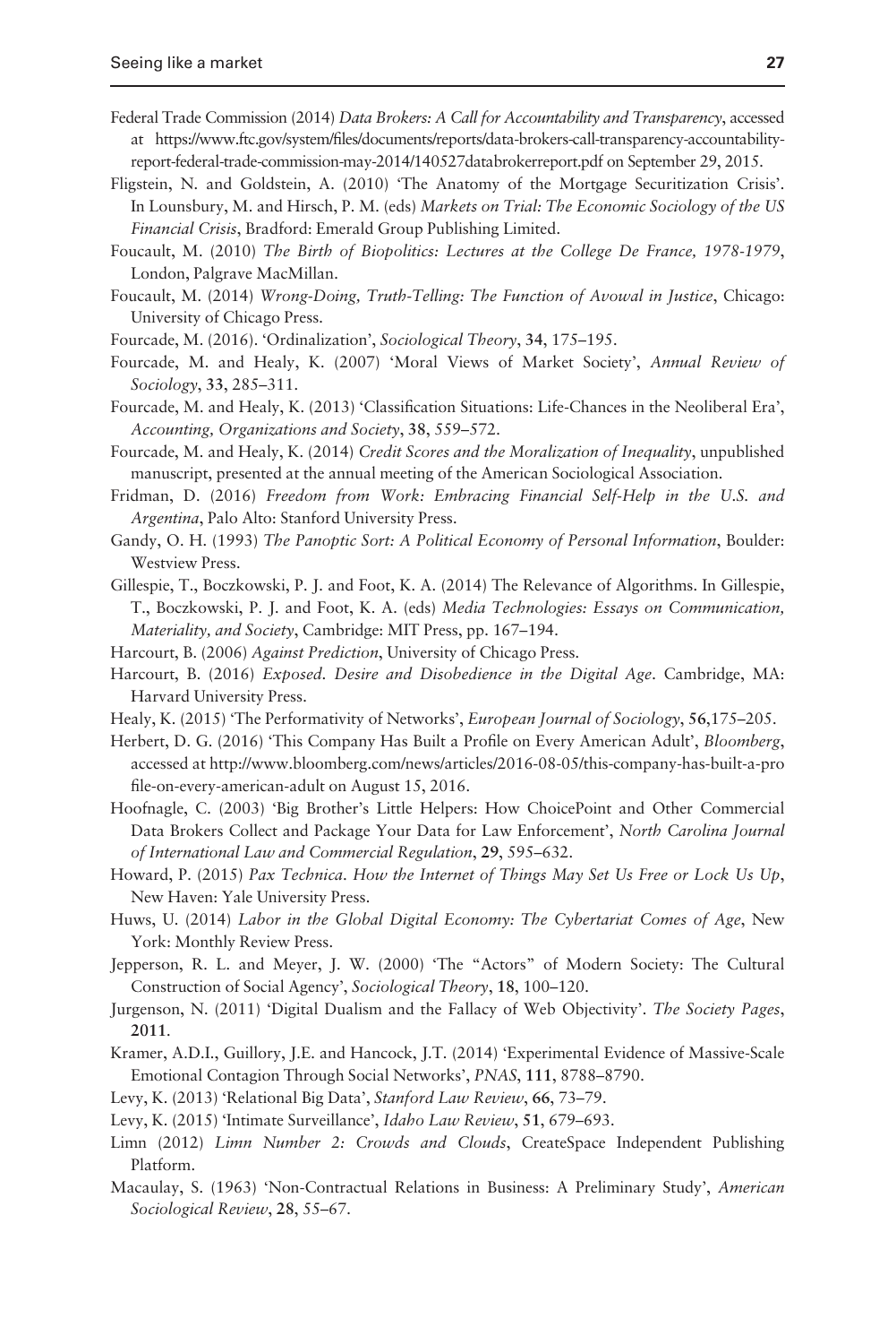Federal Trade Commission (2014) *Data Brokers: A Call for Accountability and Transparency*, accessed at https://www.ftc.gov/system/files/documents/reports/data-brokers-call-transparency-accountability-report-federal-trade-commission-may-2014/140527databrokerreport.pdf on September 29, 2015.

Fligstein, N. and Goldstein, A. (2010) 'The Anatomy of the Mortgage Securitization Crisis'. In Lounsbury, M. and Hirsch, P. M. (eds) *Markets on Trial: The Economic Sociology of the US Financial Crisis*, Bradford: Emerald Group Publishing Limited.

Foucault, M. (2010) *The Birth of Biopolitics: Lectures at the College De France, 1978-1979*, London, Palgrave MacMillan.

Foucault, M. (2014) *Wrong-Doing, Truth-Telling: The Function of Avowal in Justice*, Chicago: University of Chicago Press.

Fourcade, M. (2016). 'Ordinalization', *Sociological Theory*, **34**, 175–195.

Fourcade, M. and Healy, K. (2007) 'Moral Views of Market Society', *Annual Review of Sociology*, **33**, 285–311.

Fourcade, M. and Healy, K. (2013) 'Classification Situations: Life-Chances in the Neoliberal Era', *Accounting, Organizations and Society*, **38**, 559–572.

Fourcade, M. and Healy, K. (2014) *Credit Scores and the Moralization of Inequality*, unpublished manuscript, presented at the annual meeting of the American Sociological Association.

Fridman, D. (2016) *Freedom from Work: Embracing Financial Self-Help in the U.S. and Argentina*, Palo Alto: Stanford University Press.

Gandy, O. H. (1993) *The Panoptic Sort: A Political Economy of Personal Information*, Boulder: Westview Press.

Gillespie, T., Boczkowski, P. J. and Foot, K. A. (2014) The Relevance of Algorithms. In Gillespie, T., Boczkowski, P. J. and Foot, K. A. (eds) *Media Technologies: Essays on Communication, Materiality, and Society*, Cambridge: MIT Press, pp. 167–194.

Harcourt, B. (2006) *Against Prediction*, University of Chicago Press.

Harcourt, B. (2016) *Exposed. Desire and Disobedience in the Digital Age*. Cambridge, MA: Harvard University Press.

Healy, K. (2015) 'The Performativity of Networks', *European Journal of Sociology*, **56**,175–205.

Herbert, D. G. (2016) 'This Company Has Built a Profile on Every American Adult', *Bloomberg*, accessed at http://www.bloomberg.com/news/articles/2016-08-05/this-company-has-built-a-profile-on-every-american-adult on August 15, 2016.

Hoofnagle, C. (2003) 'Big Brother's Little Helpers: How ChoicePoint and Other Commercial Data Brokers Collect and Package Your Data for Law Enforcement', *North Carolina Journal of International Law and Commercial Regulation*, **29**, 595–632.

Howard, P. (2015) *Pax Technica. How the Internet of Things May Set Us Free or Lock Us Up*, New Haven: Yale University Press.

Huws, U. (2014) *Labor in the Global Digital Economy: The Cybertariat Comes of Age*, New York: Monthly Review Press.

Jepperson, R. L. and Meyer, J. W. (2000) 'The "Actors" of Modern Society: The Cultural Construction of Social Agency', *Sociological Theory*, **18**, 100–120.

Jurgenson, N. (2011) 'Digital Dualism and the Fallacy of Web Objectivity'. *The Society Pages*, **2011**.

Kramer, A.D.I., Guillory, J.E. and Hancock, J.T. (2014) 'Experimental Evidence of Massive-Scale Emotional Contagion Through Social Networks', *PNAS*, **111**, 8788–8790.

Levy, K. (2013) 'Relational Big Data', *Stanford Law Review*, **66**, 73–79.

Levy, K. (2015) 'Intimate Surveillance', *Idaho Law Review*, **51**, 679–693.

Limn (2012) *Limn Number 2: Crowds and Clouds*, CreateSpace Independent Publishing Platform.

Macaulay, S. (1963) 'Non-Contractual Relations in Business: A Preliminary Study', *American Sociological Review*, **28**, 55–67.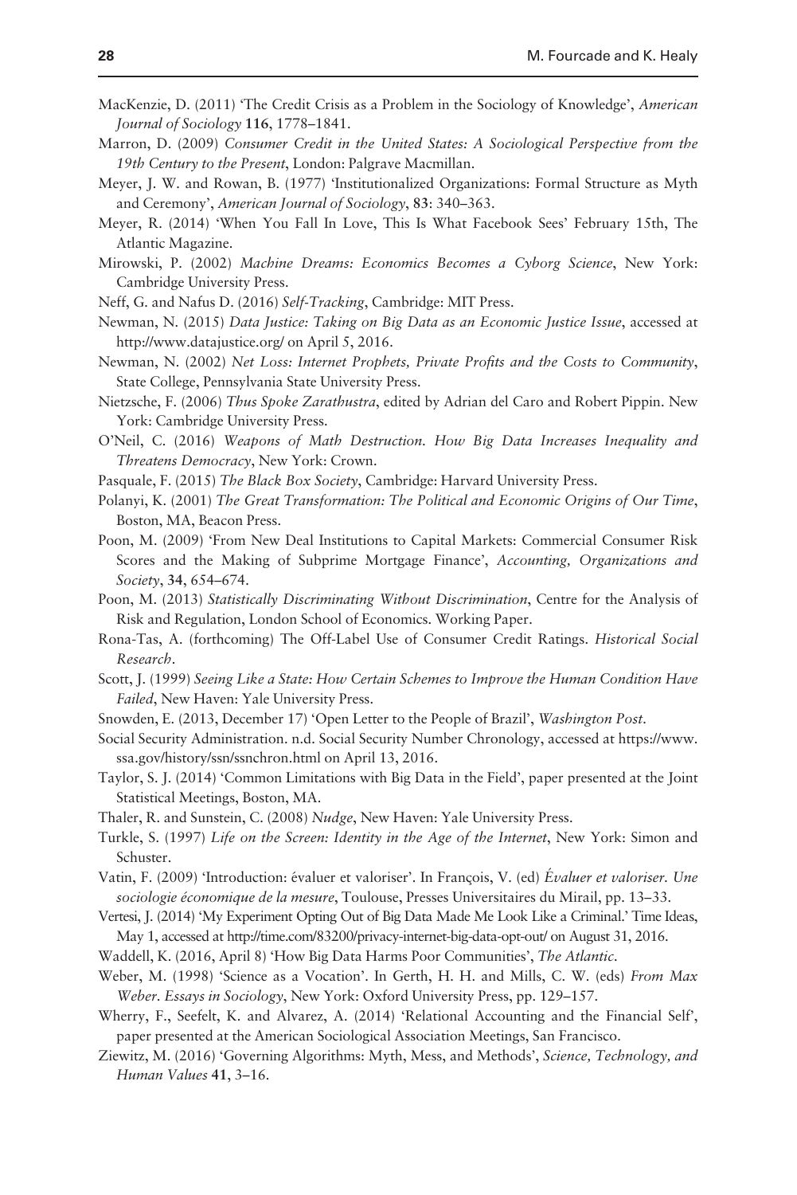MacKenzie, D. (2011) 'The Credit Crisis as a Problem in the Sociology of Knowledge', *American Journal of Sociology* **116**, 1778–1841.

Marron, D. (2009) *Consumer Credit in the United States: A Sociological Perspective from the 19th Century to the Present*, London: Palgrave Macmillan.

Meyer, J. W. and Rowan, B. (1977) 'Institutionalized Organizations: Formal Structure as Myth and Ceremony', *American Journal of Sociology*, **83**: 340–363.

Meyer, R. (2014) 'When You Fall In Love, This Is What Facebook Sees' February 15th, The Atlantic Magazine.

Mirowski, P. (2002) *Machine Dreams: Economics Becomes a Cyborg Science*, New York: Cambridge University Press.

Neff, G. and Nafus D. (2016) *Self-Tracking*, Cambridge: MIT Press.

Newman, N. (2015) *Data Justice: Taking on Big Data as an Economic Justice Issue*, accessed at http://www.datajustice.org/ on April 5, 2016.

Newman, N. (2002) *Net Loss: Internet Prophets, Private Profits and the Costs to Community*, State College, Pennsylvania State University Press.

Nietzsche, F. (2006) *Thus Spoke Zarathustra*, edited by Adrian del Caro and Robert Pippin. New York: Cambridge University Press.

O'Neil, C. (2016) *Weapons of Math Destruction. How Big Data Increases Inequality and Threatens Democracy*, New York: Crown.

Pasquale, F. (2015) *The Black Box Society*, Cambridge: Harvard University Press.

Polanyi, K. (2001) *The Great Transformation: The Political and Economic Origins of Our Time*, Boston, MA, Beacon Press.

Poon, M. (2009) 'From New Deal Institutions to Capital Markets: Commercial Consumer Risk Scores and the Making of Subprime Mortgage Finance', *Accounting, Organizations and Society*, **34**, 654–674.

Poon, M. (2013) *Statistically Discriminating Without Discrimination*, Centre for the Analysis of Risk and Regulation, London School of Economics. Working Paper.

Rona-Tas, A. (forthcoming) The Off-Label Use of Consumer Credit Ratings. *Historical Social Research*.

Scott, J. (1999) *Seeing Like a State: How Certain Schemes to Improve the Human Condition Have Failed*, New Haven: Yale University Press.

Snowden, E. (2013, December 17) 'Open Letter to the People of Brazil', *Washington Post*.

Social Security Administration. n.d. Social Security Number Chronology, accessed at https://www.ssa.gov/history/ssn/ssnchron.html on April 13, 2016.

Taylor, S. J. (2014) 'Common Limitations with Big Data in the Field', paper presented at the Joint Statistical Meetings, Boston, MA.

Thaler, R. and Sunstein, C. (2008) *Nudge*, New Haven: Yale University Press.

Turkle, S. (1997) *Life on the Screen: Identity in the Age of the Internet*, New York: Simon and Schuster.

Vatin, F. (2009) 'Introduction: évaluer et valoriser'. In François, V. (ed) *Évaluer et valoriser. Une sociologie économique de la mesure*, Toulouse, Presses Universitaires du Mirail, pp. 13–33.

Vertesi, J. (2014) 'My Experiment Opting Out of Big Data Made Me Look Like a Criminal.' Time Ideas, May 1, accessed at http://time.com/83200/privacy-internet-big-data-opt-out/ on August 31, 2016.

Waddell, K. (2016, April 8) 'How Big Data Harms Poor Communities', *The Atlantic*.

Weber, M. (1998) 'Science as a Vocation'. In Gerth, H. H. and Mills, C. W. (eds) *From Max Weber. Essays in Sociology*, New York: Oxford University Press, pp. 129–157.

Wherry, F., Seefelt, K. and Alvarez, A. (2014) 'Relational Accounting and the Financial Self', paper presented at the American Sociological Association Meetings, San Francisco.

Ziewitz, M. (2016) 'Governing Algorithms: Myth, Mess, and Methods', *Science, Technology, and Human Values* **41**, 3–16.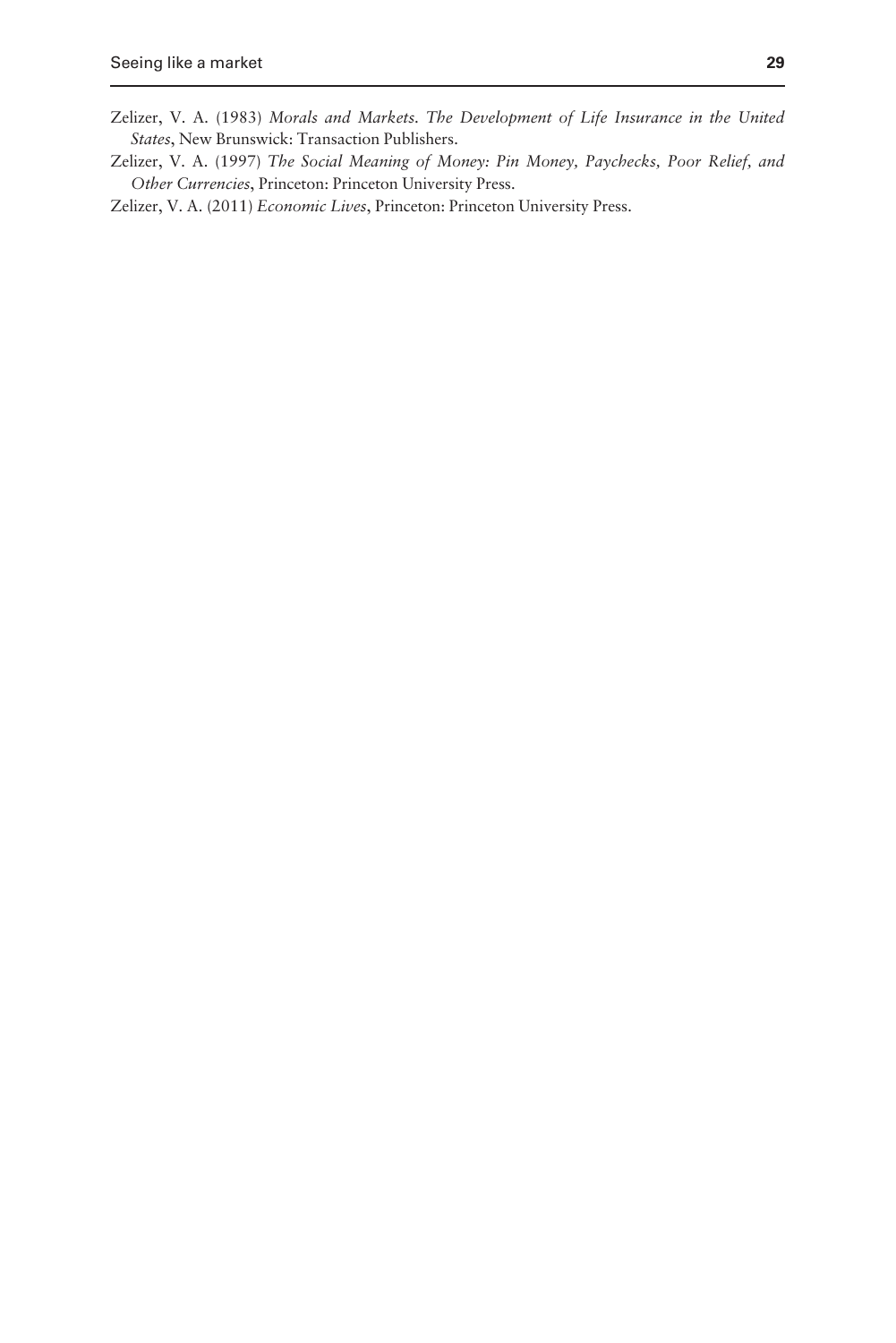Zelizer, V. A. (1983) *Morals and Markets. The Development of Life Insurance in the United States*, New Brunswick: Transaction Publishers.

Zelizer, V. A. (1997) *The Social Meaning of Money: Pin Money, Paychecks, Poor Relief, and Other Currencies*, Princeton: Princeton University Press.

Zelizer, V. A. (2011) *Economic Lives*, Princeton: Princeton University Press.